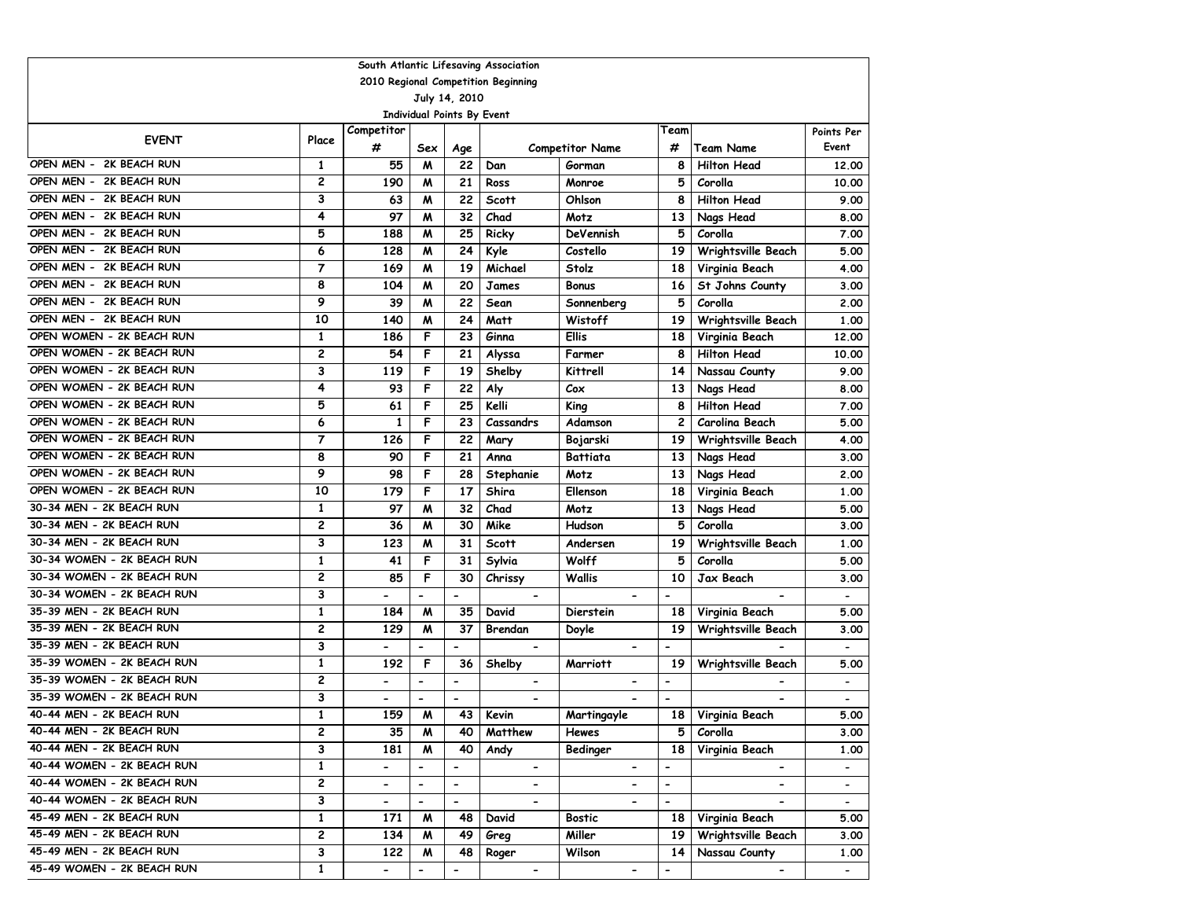South Atlantic Lifesaving Association
2010 Regional Competition Beginning
July 14, 2010
Individual Points By Event

| EVENT | Place | Competitor # | Sex | Age | Competitor Name | | Team # | Team Name | Points Per Event |
|---|---|---|---|---|---|---|---|---|---|
| OPEN MEN - 2K BEACH RUN | 1 | 55 | M | 22 | Dan | Gorman | 8 | Hilton Head | 12.00 |
| OPEN MEN - 2K BEACH RUN | 2 | 190 | M | 21 | Ross | Monroe | 5 | Corolla | 10.00 |
| OPEN MEN - 2K BEACH RUN | 3 | 63 | M | 22 | Scott | Ohlson | 8 | Hilton Head | 9.00 |
| OPEN MEN - 2K BEACH RUN | 4 | 97 | M | 32 | Chad | Motz | 13 | Nags Head | 8.00 |
| OPEN MEN - 2K BEACH RUN | 5 | 188 | M | 25 | Ricky | DeVennish | 5 | Corolla | 7.00 |
| OPEN MEN - 2K BEACH RUN | 6 | 128 | M | 24 | Kyle | Costello | 19 | Wrightsville Beach | 5.00 |
| OPEN MEN - 2K BEACH RUN | 7 | 169 | M | 19 | Michael | Stolz | 18 | Virginia Beach | 4.00 |
| OPEN MEN - 2K BEACH RUN | 8 | 104 | M | 20 | James | Bonus | 16 | St Johns County | 3.00 |
| OPEN MEN - 2K BEACH RUN | 9 | 39 | M | 22 | Sean | Sonnenberg | 5 | Corolla | 2.00 |
| OPEN MEN - 2K BEACH RUN | 10 | 140 | M | 24 | Matt | Wistoff | 19 | Wrightsville Beach | 1.00 |
| OPEN WOMEN - 2K BEACH RUN | 1 | 186 | F | 23 | Ginna | Ellis | 18 | Virginia Beach | 12.00 |
| OPEN WOMEN - 2K BEACH RUN | 2 | 54 | F | 21 | Alyssa | Farmer | 8 | Hilton Head | 10.00 |
| OPEN WOMEN - 2K BEACH RUN | 3 | 119 | F | 19 | Shelby | Kittrell | 14 | Nassau County | 9.00 |
| OPEN WOMEN - 2K BEACH RUN | 4 | 93 | F | 22 | Aly | Cox | 13 | Nags Head | 8.00 |
| OPEN WOMEN - 2K BEACH RUN | 5 | 61 | F | 25 | Kelli | King | 8 | Hilton Head | 7.00 |
| OPEN WOMEN - 2K BEACH RUN | 6 | 1 | F | 23 | Cassandrs | Adamson | 2 | Carolina Beach | 5.00 |
| OPEN WOMEN - 2K BEACH RUN | 7 | 126 | F | 22 | Mary | Bojarski | 19 | Wrightsville Beach | 4.00 |
| OPEN WOMEN - 2K BEACH RUN | 8 | 90 | F | 21 | Anna | Battiata | 13 | Nags Head | 3.00 |
| OPEN WOMEN - 2K BEACH RUN | 9 | 98 | F | 28 | Stephanie | Motz | 13 | Nags Head | 2.00 |
| OPEN WOMEN - 2K BEACH RUN | 10 | 179 | F | 17 | Shira | Ellenson | 18 | Virginia Beach | 1.00 |
| 30-34 MEN - 2K BEACH RUN | 1 | 97 | M | 32 | Chad | Motz | 13 | Nags Head | 5.00 |
| 30-34 MEN - 2K BEACH RUN | 2 | 36 | M | 30 | Mike | Hudson | 5 | Corolla | 3.00 |
| 30-34 MEN - 2K BEACH RUN | 3 | 123 | M | 31 | Scott | Andersen | 19 | Wrightsville Beach | 1.00 |
| 30-34 WOMEN - 2K BEACH RUN | 1 | 41 | F | 31 | Sylvia | Wolff | 5 | Corolla | 5.00 |
| 30-34 WOMEN - 2K BEACH RUN | 2 | 85 | F | 30 | Chrissy | Wallis | 10 | Jax Beach | 3.00 |
| 30-34 WOMEN - 2K BEACH RUN | 3 | - | - | - | - | - | - | - | - |
| 35-39 MEN - 2K BEACH RUN | 1 | 184 | M | 35 | David | Dierstein | 18 | Virginia Beach | 5.00 |
| 35-39 MEN - 2K BEACH RUN | 2 | 129 | M | 37 | Brendan | Doyle | 19 | Wrightsville Beach | 3.00 |
| 35-39 MEN - 2K BEACH RUN | 3 | - | - | - | - | - | - | - | - |
| 35-39 WOMEN - 2K BEACH RUN | 1 | 192 | F | 36 | Shelby | Marriott | 19 | Wrightsville Beach | 5.00 |
| 35-39 WOMEN - 2K BEACH RUN | 2 | - | - | - | - | - | - | - | - |
| 35-39 WOMEN - 2K BEACH RUN | 3 | - | - | - | - | - | - | - | - |
| 40-44 MEN - 2K BEACH RUN | 1 | 159 | M | 43 | Kevin | Martingayle | 18 | Virginia Beach | 5.00 |
| 40-44 MEN - 2K BEACH RUN | 2 | 35 | M | 40 | Matthew | Hewes | 5 | Corolla | 3.00 |
| 40-44 MEN - 2K BEACH RUN | 3 | 181 | M | 40 | Andy | Bedinger | 18 | Virginia Beach | 1.00 |
| 40-44 WOMEN - 2K BEACH RUN | 1 | - | - | - | - | - | - | - | - |
| 40-44 WOMEN - 2K BEACH RUN | 2 | - | - | - | - | - | - | - | - |
| 40-44 WOMEN - 2K BEACH RUN | 3 | - | - | - | - | - | - | - | - |
| 45-49 MEN - 2K BEACH RUN | 1 | 171 | M | 48 | David | Bostic | 18 | Virginia Beach | 5.00 |
| 45-49 MEN - 2K BEACH RUN | 2 | 134 | M | 49 | Greg | Miller | 19 | Wrightsville Beach | 3.00 |
| 45-49 MEN - 2K BEACH RUN | 3 | 122 | M | 48 | Roger | Wilson | 14 | Nassau County | 1.00 |
| 45-49 WOMEN - 2K BEACH RUN | 1 | - | - | - | - | - | - | - | - |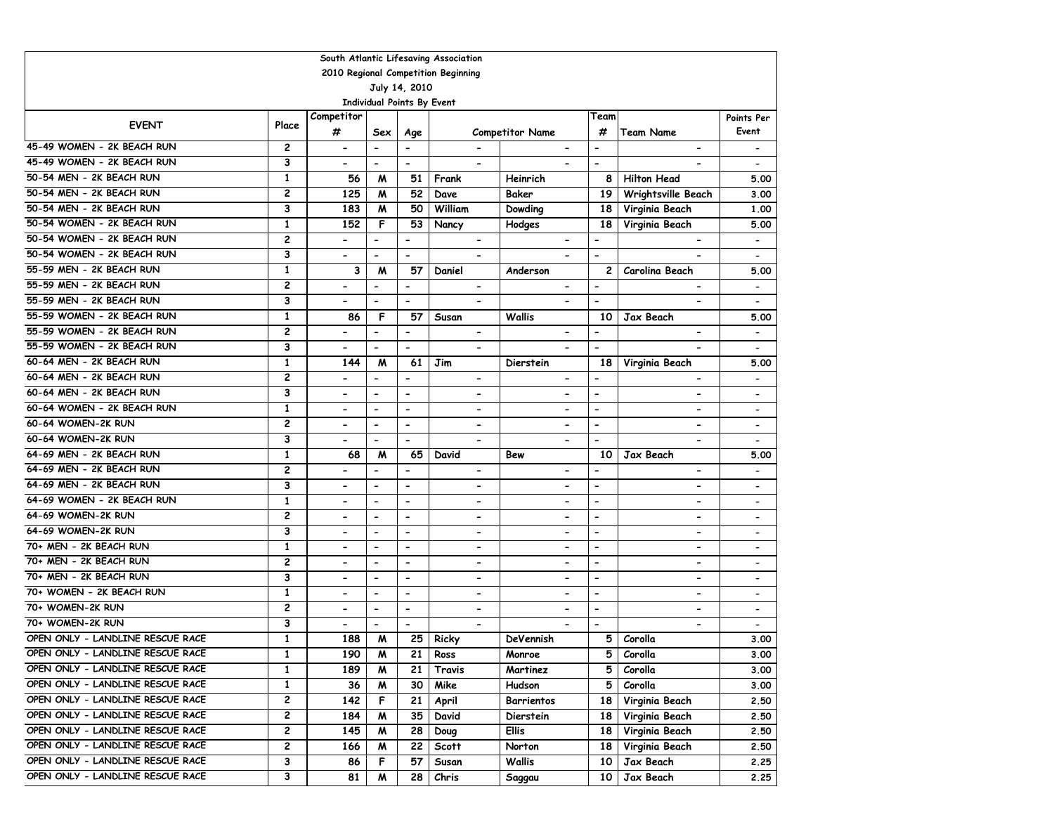South Atlantic Lifesaving Association

2010 Regional Competition Beginning

July 14, 2010

Individual Points By Event

| EVENT | Place | Competitor # | Sex | Age | Competitor Name | | Team # | Team Name | Points Per Event |
|---|---|---|---|---|---|---|---|---|---|
| 45-49 WOMEN - 2K BEACH RUN | 2 | - | - | - | - | - | - | - | - |
| 45-49 WOMEN - 2K BEACH RUN | 3 | - | - | - | - | - | - | - | - |
| 50-54 MEN - 2K BEACH RUN | 1 | 56 | M | 51 | Frank | Heinrich | 8 | Hilton Head | 5.00 |
| 50-54 MEN - 2K BEACH RUN | 2 | 125 | M | 52 | Dave | Baker | 19 | Wrightsville Beach | 3.00 |
| 50-54 MEN - 2K BEACH RUN | 3 | 183 | M | 50 | William | Dowding | 18 | Virginia Beach | 1.00 |
| 50-54 WOMEN - 2K BEACH RUN | 1 | 152 | F | 53 | Nancy | Hodges | 18 | Virginia Beach | 5.00 |
| 50-54 WOMEN - 2K BEACH RUN | 2 | - | - | - | - | - | - | - | - |
| 50-54 WOMEN - 2K BEACH RUN | 3 | - | - | - | - | - | - | - | - |
| 55-59 MEN - 2K BEACH RUN | 1 | 3 | M | 57 | Daniel | Anderson | 2 | Carolina Beach | 5.00 |
| 55-59 MEN - 2K BEACH RUN | 2 | - | - | - | - | - | - | - | - |
| 55-59 MEN - 2K BEACH RUN | 3 | - | - | - | - | - | - | - | - |
| 55-59 WOMEN - 2K BEACH RUN | 1 | 86 | F | 57 | Susan | Wallis | 10 | Jax Beach | 5.00 |
| 55-59 WOMEN - 2K BEACH RUN | 2 | - | - | - | - | - | - | - | - |
| 55-59 WOMEN - 2K BEACH RUN | 3 | - | - | - | - | - | - | - | - |
| 60-64 MEN - 2K BEACH RUN | 1 | 144 | M | 61 | Jim | Dierstein | 18 | Virginia Beach | 5.00 |
| 60-64 MEN - 2K BEACH RUN | 2 | - | - | - | - | - | - | - | - |
| 60-64 MEN - 2K BEACH RUN | 3 | - | - | - | - | - | - | - | - |
| 60-64 WOMEN - 2K BEACH RUN | 1 | - | - | - | - | - | - | - | - |
| 60-64 WOMEN-2K RUN | 2 | - | - | - | - | - | - | - | - |
| 60-64 WOMEN-2K RUN | 3 | - | - | - | - | - | - | - | - |
| 64-69 MEN - 2K BEACH RUN | 1 | 68 | M | 65 | David | Bew | 10 | Jax Beach | 5.00 |
| 64-69 MEN - 2K BEACH RUN | 2 | - | - | - | - | - | - | - | - |
| 64-69 MEN - 2K BEACH RUN | 3 | - | - | - | - | - | - | - | - |
| 64-69 WOMEN - 2K BEACH RUN | 1 | - | - | - | - | - | - | - | - |
| 64-69 WOMEN-2K RUN | 2 | - | - | - | - | - | - | - | - |
| 64-69 WOMEN-2K RUN | 3 | - | - | - | - | - | - | - | - |
| 70+ MEN - 2K BEACH RUN | 1 | - | - | - | - | - | - | - | - |
| 70+ MEN - 2K BEACH RUN | 2 | - | - | - | - | - | - | - | - |
| 70+ MEN - 2K BEACH RUN | 3 | - | - | - | - | - | - | - | - |
| 70+ WOMEN - 2K BEACH RUN | 1 | - | - | - | - | - | - | - | - |
| 70+ WOMEN-2K RUN | 2 | - | - | - | - | - | - | - | - |
| 70+ WOMEN-2K RUN | 3 | - | - | - | - | - | - | - | - |
| OPEN ONLY - LANDLINE RESCUE RACE | 1 | 188 | M | 25 | Ricky | DeVennish | 5 | Corolla | 3.00 |
| OPEN ONLY - LANDLINE RESCUE RACE | 1 | 190 | M | 21 | Ross | Monroe | 5 | Corolla | 3.00 |
| OPEN ONLY - LANDLINE RESCUE RACE | 1 | 189 | M | 21 | Travis | Martinez | 5 | Corolla | 3.00 |
| OPEN ONLY - LANDLINE RESCUE RACE | 1 | 36 | M | 30 | Mike | Hudson | 5 | Corolla | 3.00 |
| OPEN ONLY - LANDLINE RESCUE RACE | 2 | 142 | F | 21 | April | Barrientos | 18 | Virginia Beach | 2.50 |
| OPEN ONLY - LANDLINE RESCUE RACE | 2 | 184 | M | 35 | David | Dierstein | 18 | Virginia Beach | 2.50 |
| OPEN ONLY - LANDLINE RESCUE RACE | 2 | 145 | M | 28 | Doug | Ellis | 18 | Virginia Beach | 2.50 |
| OPEN ONLY - LANDLINE RESCUE RACE | 2 | 166 | M | 22 | Scott | Norton | 18 | Virginia Beach | 2.50 |
| OPEN ONLY - LANDLINE RESCUE RACE | 3 | 86 | F | 57 | Susan | Wallis | 10 | Jax Beach | 2.25 |
| OPEN ONLY - LANDLINE RESCUE RACE | 3 | 81 | M | 28 | Chris | Saggau | 10 | Jax Beach | 2.25 |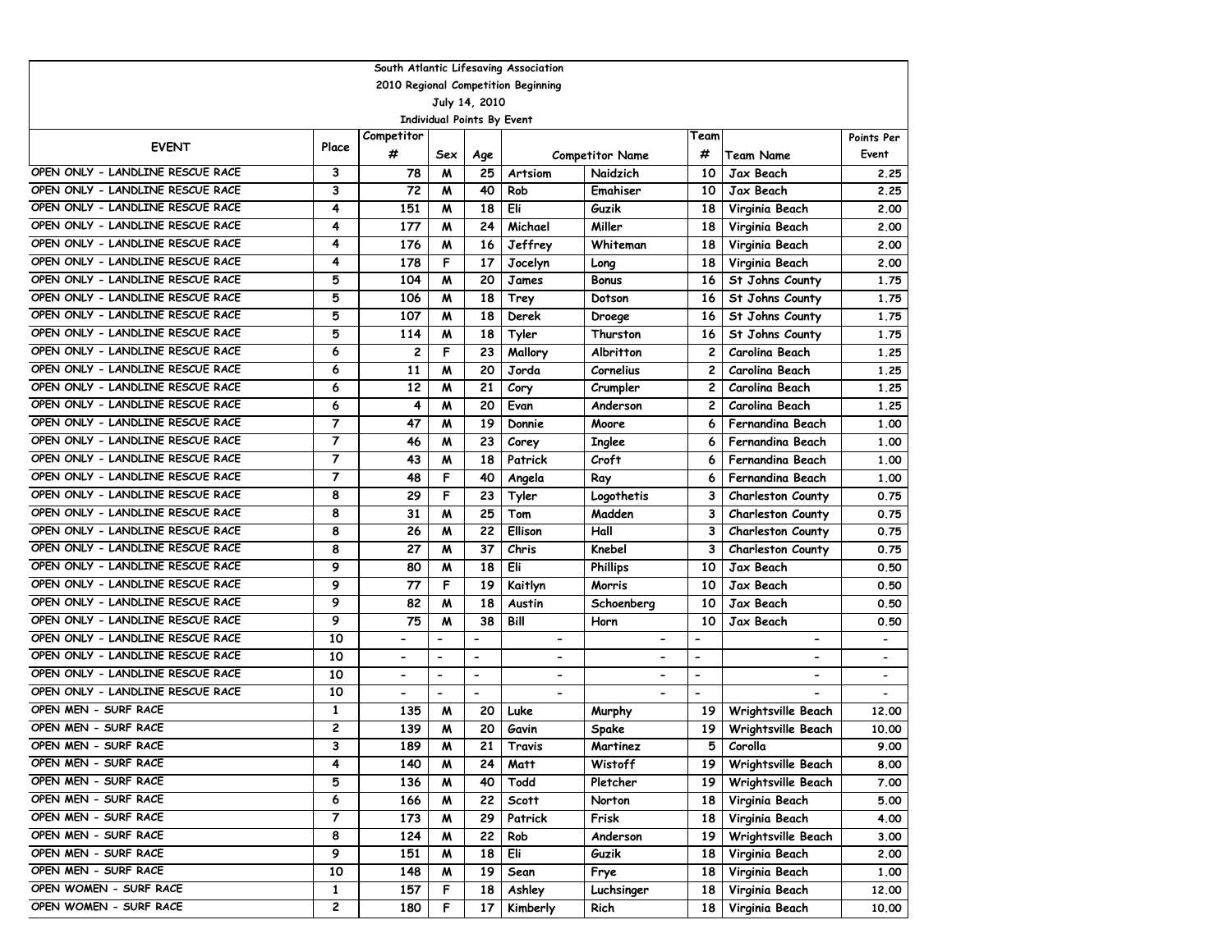South Atlantic Lifesaving Association

2010 Regional Competition Beginning

July 14, 2010

Individual Points By Event

| EVENT | Place | Competitor # | Sex | Age | Competitor Name | | Team # | Team Name | Points Per Event |
|---|---|---|---|---|---|---|---|---|---|
| OPEN ONLY - LANDLINE RESCUE RACE | 3 | 78 | M | 25 | Artsiom | Naidzich | 10 | Jax Beach | 2.25 |
| OPEN ONLY - LANDLINE RESCUE RACE | 3 | 72 | M | 40 | Rob | Emahiser | 10 | Jax Beach | 2.25 |
| OPEN ONLY - LANDLINE RESCUE RACE | 4 | 151 | M | 18 | Eli | Guzik | 18 | Virginia Beach | 2.00 |
| OPEN ONLY - LANDLINE RESCUE RACE | 4 | 177 | M | 24 | Michael | Miller | 18 | Virginia Beach | 2.00 |
| OPEN ONLY - LANDLINE RESCUE RACE | 4 | 176 | M | 16 | Jeffrey | Whiteman | 18 | Virginia Beach | 2.00 |
| OPEN ONLY - LANDLINE RESCUE RACE | 4 | 178 | F | 17 | Jocelyn | Long | 18 | Virginia Beach | 2.00 |
| OPEN ONLY - LANDLINE RESCUE RACE | 5 | 104 | M | 20 | James | Bonus | 16 | St Johns County | 1.75 |
| OPEN ONLY - LANDLINE RESCUE RACE | 5 | 106 | M | 18 | Trey | Dotson | 16 | St Johns County | 1.75 |
| OPEN ONLY - LANDLINE RESCUE RACE | 5 | 107 | M | 18 | Derek | Droege | 16 | St Johns County | 1.75 |
| OPEN ONLY - LANDLINE RESCUE RACE | 5 | 114 | M | 18 | Tyler | Thurston | 16 | St Johns County | 1.75 |
| OPEN ONLY - LANDLINE RESCUE RACE | 6 | 2 | F | 23 | Mallory | Albritton | 2 | Carolina Beach | 1.25 |
| OPEN ONLY - LANDLINE RESCUE RACE | 6 | 11 | M | 20 | Jorda | Cornelius | 2 | Carolina Beach | 1.25 |
| OPEN ONLY - LANDLINE RESCUE RACE | 6 | 12 | M | 21 | Cory | Crumpler | 2 | Carolina Beach | 1.25 |
| OPEN ONLY - LANDLINE RESCUE RACE | 6 | 4 | M | 20 | Evan | Anderson | 2 | Carolina Beach | 1.25 |
| OPEN ONLY - LANDLINE RESCUE RACE | 7 | 47 | M | 19 | Donnie | Moore | 6 | Fernandina Beach | 1.00 |
| OPEN ONLY - LANDLINE RESCUE RACE | 7 | 46 | M | 23 | Corey | Inglee | 6 | Fernandina Beach | 1.00 |
| OPEN ONLY - LANDLINE RESCUE RACE | 7 | 43 | M | 18 | Patrick | Croft | 6 | Fernandina Beach | 1.00 |
| OPEN ONLY - LANDLINE RESCUE RACE | 7 | 48 | F | 40 | Angela | Ray | 6 | Fernandina Beach | 1.00 |
| OPEN ONLY - LANDLINE RESCUE RACE | 8 | 29 | F | 23 | Tyler | Logothetis | 3 | Charleston County | 0.75 |
| OPEN ONLY - LANDLINE RESCUE RACE | 8 | 31 | M | 25 | Tom | Madden | 3 | Charleston County | 0.75 |
| OPEN ONLY - LANDLINE RESCUE RACE | 8 | 26 | M | 22 | Ellison | Hall | 3 | Charleston County | 0.75 |
| OPEN ONLY - LANDLINE RESCUE RACE | 8 | 27 | M | 37 | Chris | Knebel | 3 | Charleston County | 0.75 |
| OPEN ONLY - LANDLINE RESCUE RACE | 9 | 80 | M | 18 | Eli | Phillips | 10 | Jax Beach | 0.50 |
| OPEN ONLY - LANDLINE RESCUE RACE | 9 | 77 | F | 19 | Kaitlyn | Morris | 10 | Jax Beach | 0.50 |
| OPEN ONLY - LANDLINE RESCUE RACE | 9 | 82 | M | 18 | Austin | Schoenberg | 10 | Jax Beach | 0.50 |
| OPEN ONLY - LANDLINE RESCUE RACE | 9 | 75 | M | 38 | Bill | Horn | 10 | Jax Beach | 0.50 |
| OPEN ONLY - LANDLINE RESCUE RACE | 10 | - | - | - | - | - | - | - | - |
| OPEN ONLY - LANDLINE RESCUE RACE | 10 | - | - | - | - | - | - | - | - |
| OPEN ONLY - LANDLINE RESCUE RACE | 10 | - | - | - | - | - | - | - | - |
| OPEN ONLY - LANDLINE RESCUE RACE | 10 | - | - | - | - | - | - | - | - |
| OPEN MEN - SURF RACE | 1 | 135 | M | 20 | Luke | Murphy | 19 | Wrightsville Beach | 12.00 |
| OPEN MEN - SURF RACE | 2 | 139 | M | 20 | Gavin | Spake | 19 | Wrightsville Beach | 10.00 |
| OPEN MEN - SURF RACE | 3 | 189 | M | 21 | Travis | Martinez | 5 | Corolla | 9.00 |
| OPEN MEN - SURF RACE | 4 | 140 | M | 24 | Matt | Wistoff | 19 | Wrightsville Beach | 8.00 |
| OPEN MEN - SURF RACE | 5 | 136 | M | 40 | Todd | Pletcher | 19 | Wrightsville Beach | 7.00 |
| OPEN MEN - SURF RACE | 6 | 166 | M | 22 | Scott | Norton | 18 | Virginia Beach | 5.00 |
| OPEN MEN - SURF RACE | 7 | 173 | M | 29 | Patrick | Frisk | 18 | Virginia Beach | 4.00 |
| OPEN MEN - SURF RACE | 8 | 124 | M | 22 | Rob | Anderson | 19 | Wrightsville Beach | 3.00 |
| OPEN MEN - SURF RACE | 9 | 151 | M | 18 | Eli | Guzik | 18 | Virginia Beach | 2.00 |
| OPEN MEN - SURF RACE | 10 | 148 | M | 19 | Sean | Frye | 18 | Virginia Beach | 1.00 |
| OPEN WOMEN - SURF RACE | 1 | 157 | F | 18 | Ashley | Luchsinger | 18 | Virginia Beach | 12.00 |
| OPEN WOMEN - SURF RACE | 2 | 180 | F | 17 | Kimberly | Rich | 18 | Virginia Beach | 10.00 |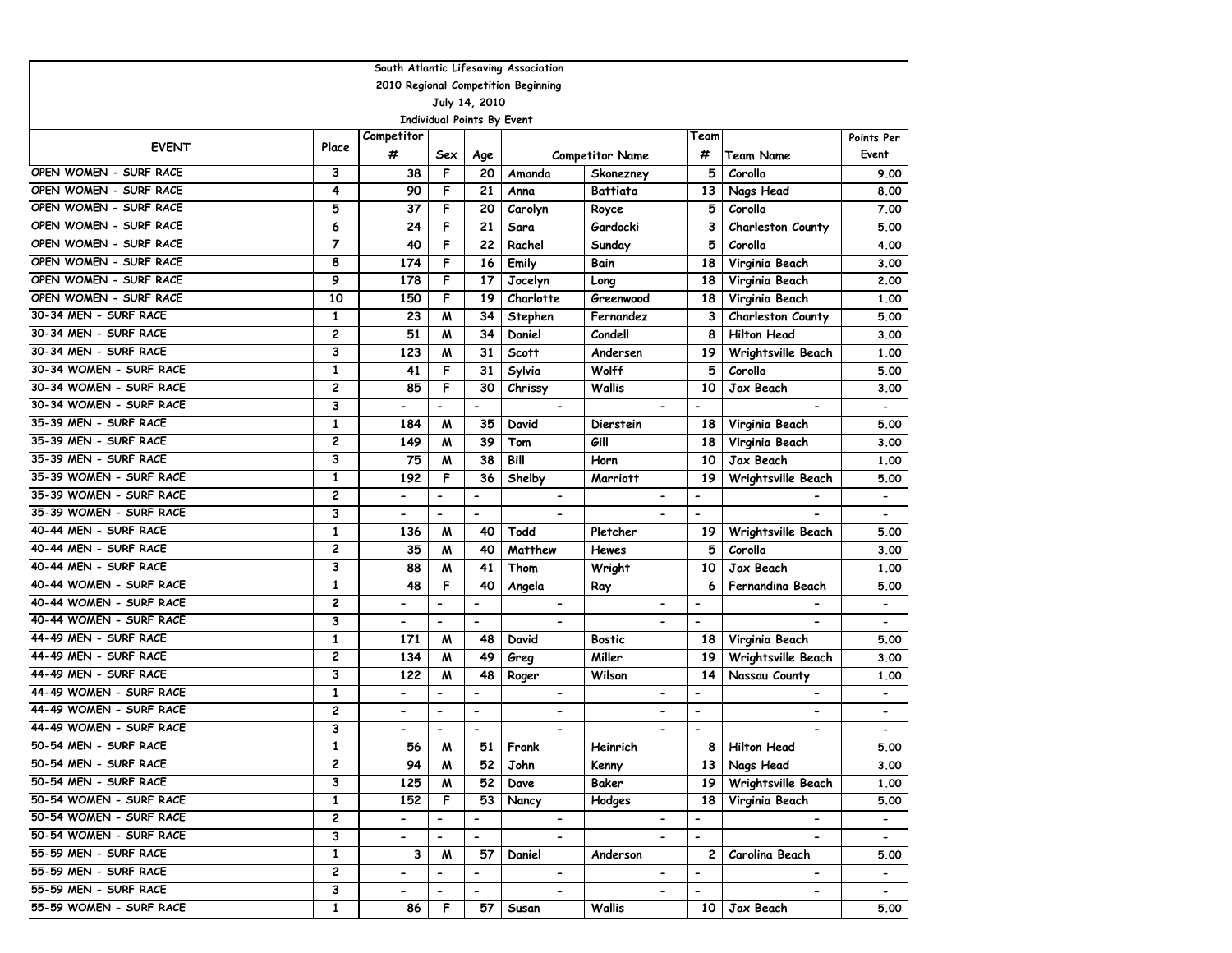South Atlantic Lifesaving Association
2010 Regional Competition Beginning
July 14, 2010
Individual Points By Event

| EVENT | Place | Competitor # | Sex | Age | Competitor Name | | Team # | Team Name | Points Per Event |
|---|---|---|---|---|---|---|---|---|---|
| OPEN WOMEN - SURF RACE | 3 | 38 | F | 20 | Amanda | Skonezney | 5 | Corolla | 9.00 |
| OPEN WOMEN - SURF RACE | 4 | 90 | F | 21 | Anna | Battiata | 13 | Nags Head | 8.00 |
| OPEN WOMEN - SURF RACE | 5 | 37 | F | 20 | Carolyn | Royce | 5 | Corolla | 7.00 |
| OPEN WOMEN - SURF RACE | 6 | 24 | F | 21 | Sara | Gardocki | 3 | Charleston County | 5.00 |
| OPEN WOMEN - SURF RACE | 7 | 40 | F | 22 | Rachel | Sunday | 5 | Corolla | 4.00 |
| OPEN WOMEN - SURF RACE | 8 | 174 | F | 16 | Emily | Bain | 18 | Virginia Beach | 3.00 |
| OPEN WOMEN - SURF RACE | 9 | 178 | F | 17 | Jocelyn | Long | 18 | Virginia Beach | 2.00 |
| OPEN WOMEN - SURF RACE | 10 | 150 | F | 19 | Charlotte | Greenwood | 18 | Virginia Beach | 1.00 |
| 30-34 MEN - SURF RACE | 1 | 23 | M | 34 | Stephen | Fernandez | 3 | Charleston County | 5.00 |
| 30-34 MEN - SURF RACE | 2 | 51 | M | 34 | Daniel | Condell | 8 | Hilton Head | 3.00 |
| 30-34 MEN - SURF RACE | 3 | 123 | M | 31 | Scott | Andersen | 19 | Wrightsville Beach | 1.00 |
| 30-34 WOMEN - SURF RACE | 1 | 41 | F | 31 | Sylvia | Wolff | 5 | Corolla | 5.00 |
| 30-34 WOMEN - SURF RACE | 2 | 85 | F | 30 | Chrissy | Wallis | 10 | Jax Beach | 3.00 |
| 30-34 WOMEN - SURF RACE | 3 | - | - | - | - | - | - | - | - |
| 35-39 MEN - SURF RACE | 1 | 184 | M | 35 | David | Dierstein | 18 | Virginia Beach | 5.00 |
| 35-39 MEN - SURF RACE | 2 | 149 | M | 39 | Tom | Gill | 18 | Virginia Beach | 3.00 |
| 35-39 MEN - SURF RACE | 3 | 75 | M | 38 | Bill | Horn | 10 | Jax Beach | 1.00 |
| 35-39 WOMEN - SURF RACE | 1 | 192 | F | 36 | Shelby | Marriott | 19 | Wrightsville Beach | 5.00 |
| 35-39 WOMEN - SURF RACE | 2 | - | - | - | - | - | - | - | - |
| 35-39 WOMEN - SURF RACE | 3 | - | - | - | - | - | - | - | - |
| 40-44 MEN - SURF RACE | 1 | 136 | M | 40 | Todd | Pletcher | 19 | Wrightsville Beach | 5.00 |
| 40-44 MEN - SURF RACE | 2 | 35 | M | 40 | Matthew | Hewes | 5 | Corolla | 3.00 |
| 40-44 MEN - SURF RACE | 3 | 88 | M | 41 | Thom | Wright | 10 | Jax Beach | 1.00 |
| 40-44 WOMEN - SURF RACE | 1 | 48 | F | 40 | Angela | Ray | 6 | Fernandina Beach | 5.00 |
| 40-44 WOMEN - SURF RACE | 2 | - | - | - | - | - | - | - | - |
| 40-44 WOMEN - SURF RACE | 3 | - | - | - | - | - | - | - | - |
| 44-49 MEN - SURF RACE | 1 | 171 | M | 48 | David | Bostic | 18 | Virginia Beach | 5.00 |
| 44-49 MEN - SURF RACE | 2 | 134 | M | 49 | Greg | Miller | 19 | Wrightsville Beach | 3.00 |
| 44-49 MEN - SURF RACE | 3 | 122 | M | 48 | Roger | Wilson | 14 | Nassau County | 1.00 |
| 44-49 WOMEN - SURF RACE | 1 | - | - | - | - | - | - | - | - |
| 44-49 WOMEN - SURF RACE | 2 | - | - | - | - | - | - | - | - |
| 44-49 WOMEN - SURF RACE | 3 | - | - | - | - | - | - | - | - |
| 50-54 MEN - SURF RACE | 1 | 56 | M | 51 | Frank | Heinrich | 8 | Hilton Head | 5.00 |
| 50-54 MEN - SURF RACE | 2 | 94 | M | 52 | John | Kenny | 13 | Nags Head | 3.00 |
| 50-54 MEN - SURF RACE | 3 | 125 | M | 52 | Dave | Baker | 19 | Wrightsville Beach | 1.00 |
| 50-54 WOMEN - SURF RACE | 1 | 152 | F | 53 | Nancy | Hodges | 18 | Virginia Beach | 5.00 |
| 50-54 WOMEN - SURF RACE | 2 | - | - | - | - | - | - | - | - |
| 50-54 WOMEN - SURF RACE | 3 | - | - | - | - | - | - | - | - |
| 55-59 MEN - SURF RACE | 1 | 3 | M | 57 | Daniel | Anderson | 2 | Carolina Beach | 5.00 |
| 55-59 MEN - SURF RACE | 2 | - | - | - | - | - | - | - | - |
| 55-59 MEN - SURF RACE | 3 | - | - | - | - | - | - | - | - |
| 55-59 WOMEN - SURF RACE | 1 | 86 | F | 57 | Susan | Wallis | 10 | Jax Beach | 5.00 |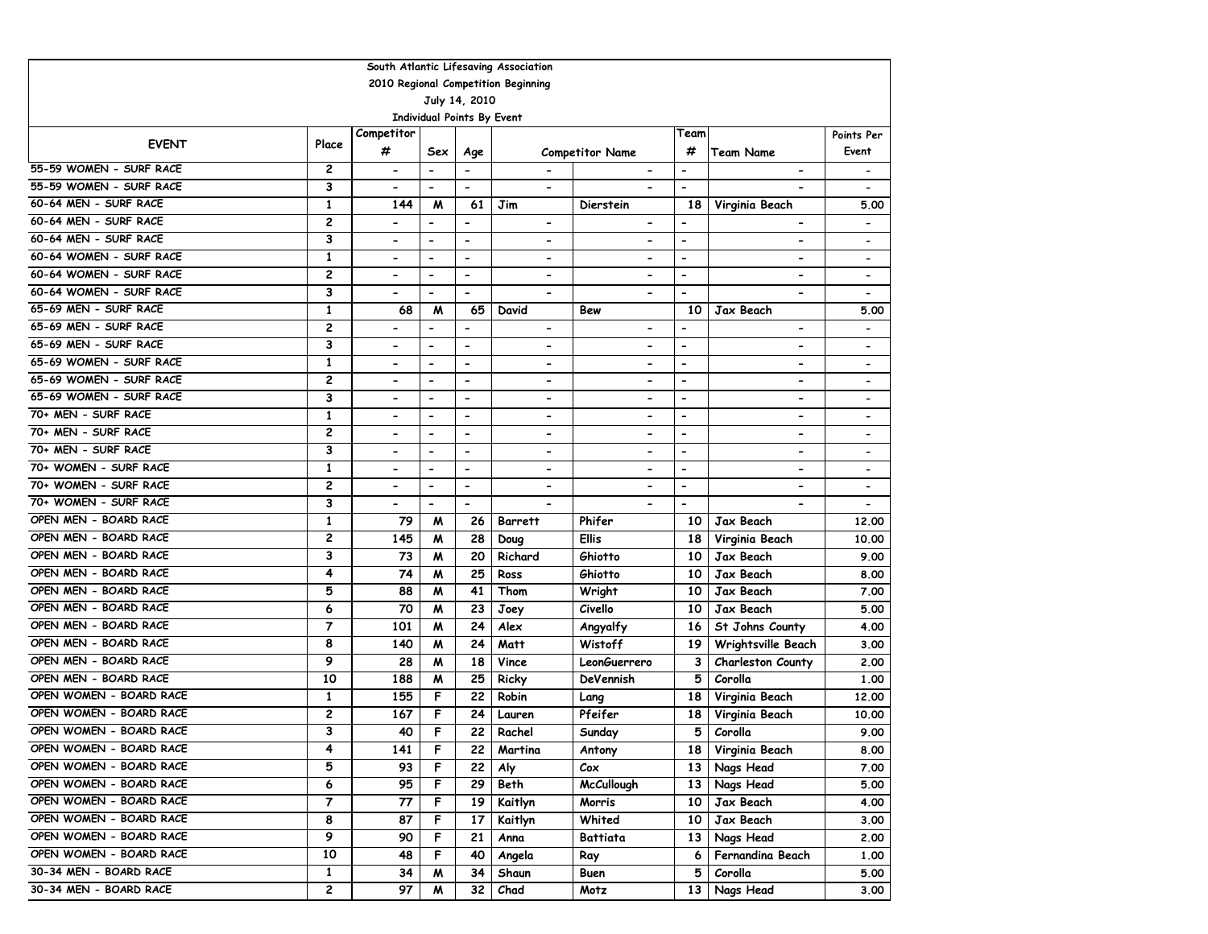South Atlantic Lifesaving Association

2010 Regional Competition Beginning

July 14, 2010

Individual Points By Event

| EVENT | Place | Competitor # | Sex | Age | Competitor Name | | Team # | Team Name | Points Per Event |
|---|---|---|---|---|---|---|---|---|---|
| 55-59 WOMEN - SURF RACE | 2 | - | - | - | - | - | - | - | - |
| 55-59 WOMEN - SURF RACE | 3 | - | - | - | - | - | - | - | - |
| 60-64 MEN - SURF RACE | 1 | 144 | M | 61 | Jim | Dierstein | 18 | Virginia Beach | 5.00 |
| 60-64 MEN - SURF RACE | 2 | - | - | - | - | - | - | - | - |
| 60-64 MEN - SURF RACE | 3 | - | - | - | - | - | - | - | - |
| 60-64 WOMEN - SURF RACE | 1 | - | - | - | - | - | - | - | - |
| 60-64 WOMEN - SURF RACE | 2 | - | - | - | - | - | - | - | - |
| 60-64 WOMEN - SURF RACE | 3 | - | - | - | - | - | - | - | - |
| 65-69 MEN - SURF RACE | 1 | 68 | M | 65 | David | Bew | 10 | Jax Beach | 5.00 |
| 65-69 MEN - SURF RACE | 2 | - | - | - | - | - | - | - | - |
| 65-69 MEN - SURF RACE | 3 | - | - | - | - | - | - | - | - |
| 65-69 WOMEN - SURF RACE | 1 | - | - | - | - | - | - | - | - |
| 65-69 WOMEN - SURF RACE | 2 | - | - | - | - | - | - | - | - |
| 65-69 WOMEN - SURF RACE | 3 | - | - | - | - | - | - | - | - |
| 70+ MEN - SURF RACE | 1 | - | - | - | - | - | - | - | - |
| 70+ MEN - SURF RACE | 2 | - | - | - | - | - | - | - | - |
| 70+ MEN - SURF RACE | 3 | - | - | - | - | - | - | - | - |
| 70+ WOMEN - SURF RACE | 1 | - | - | - | - | - | - | - | - |
| 70+ WOMEN - SURF RACE | 2 | - | - | - | - | - | - | - | - |
| 70+ WOMEN - SURF RACE | 3 | - | - | - | - | - | - | - | - |
| OPEN MEN - BOARD RACE | 1 | 79 | M | 26 | Barrett | Phifer | 10 | Jax Beach | 12.00 |
| OPEN MEN - BOARD RACE | 2 | 145 | M | 28 | Doug | Ellis | 18 | Virginia Beach | 10.00 |
| OPEN MEN - BOARD RACE | 3 | 73 | M | 20 | Richard | Ghiotto | 10 | Jax Beach | 9.00 |
| OPEN MEN - BOARD RACE | 4 | 74 | M | 25 | Ross | Ghiotto | 10 | Jax Beach | 8.00 |
| OPEN MEN - BOARD RACE | 5 | 88 | M | 41 | Thom | Wright | 10 | Jax Beach | 7.00 |
| OPEN MEN - BOARD RACE | 6 | 70 | M | 23 | Joey | Civello | 10 | Jax Beach | 5.00 |
| OPEN MEN - BOARD RACE | 7 | 101 | M | 24 | Alex | Angyalfy | 16 | St Johns County | 4.00 |
| OPEN MEN - BOARD RACE | 8 | 140 | M | 24 | Matt | Wistoff | 19 | Wrightsville Beach | 3.00 |
| OPEN MEN - BOARD RACE | 9 | 28 | M | 18 | Vince | LeonGuerrero | 3 | Charleston County | 2.00 |
| OPEN MEN - BOARD RACE | 10 | 188 | M | 25 | Ricky | DeVennish | 5 | Corolla | 1.00 |
| OPEN WOMEN - BOARD RACE | 1 | 155 | F | 22 | Robin | Lang | 18 | Virginia Beach | 12.00 |
| OPEN WOMEN - BOARD RACE | 2 | 167 | F | 24 | Lauren | Pfeifer | 18 | Virginia Beach | 10.00 |
| OPEN WOMEN - BOARD RACE | 3 | 40 | F | 22 | Rachel | Sunday | 5 | Corolla | 9.00 |
| OPEN WOMEN - BOARD RACE | 4 | 141 | F | 22 | Martina | Antony | 18 | Virginia Beach | 8.00 |
| OPEN WOMEN - BOARD RACE | 5 | 93 | F | 22 | Aly | Cox | 13 | Nags Head | 7.00 |
| OPEN WOMEN - BOARD RACE | 6 | 95 | F | 29 | Beth | McCullough | 13 | Nags Head | 5.00 |
| OPEN WOMEN - BOARD RACE | 7 | 77 | F | 19 | Kaitlyn | Morris | 10 | Jax Beach | 4.00 |
| OPEN WOMEN - BOARD RACE | 8 | 87 | F | 17 | Kaitlyn | Whited | 10 | Jax Beach | 3.00 |
| OPEN WOMEN - BOARD RACE | 9 | 90 | F | 21 | Anna | Battiata | 13 | Nags Head | 2.00 |
| OPEN WOMEN - BOARD RACE | 10 | 48 | F | 40 | Angela | Ray | 6 | Fernandina Beach | 1.00 |
| 30-34 MEN - BOARD RACE | 1 | 34 | M | 34 | Shaun | Buen | 5 | Corolla | 5.00 |
| 30-34 MEN - BOARD RACE | 2 | 97 | M | 32 | Chad | Motz | 13 | Nags Head | 3.00 |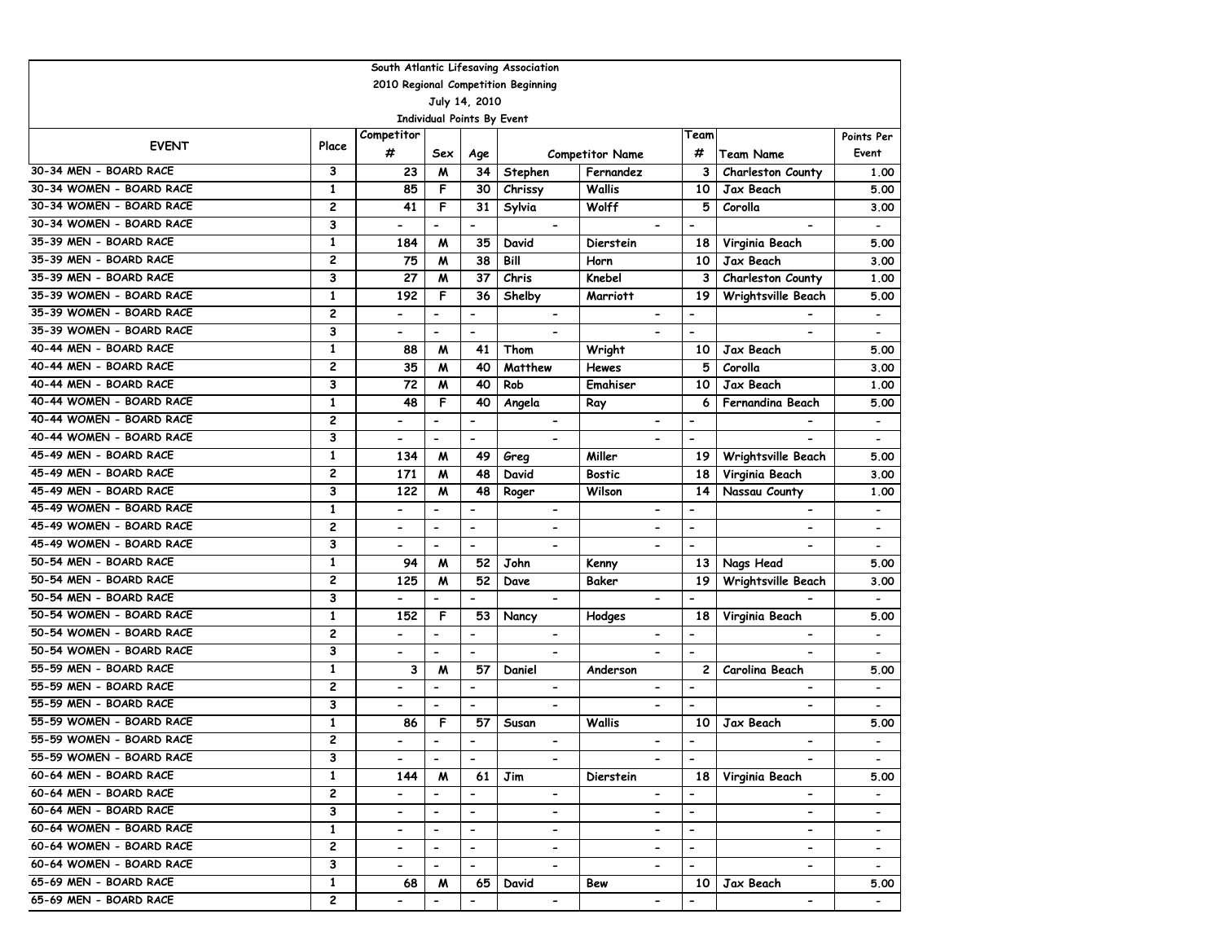South Atlantic Lifesaving Association

2010 Regional Competition Beginning

July 14, 2010

Individual Points By Event

| EVENT | Place | Competitor # | Sex | Age | Competitor Name | | Team # | Team Name | Points Per Event |
|---|---|---|---|---|---|---|---|---|---|
| 30-34 MEN - BOARD RACE | 3 | 23 | M | 34 | Stephen | Fernandez | 3 | Charleston County | 1.00 |
| 30-34 WOMEN - BOARD RACE | 1 | 85 | F | 30 | Chrissy | Wallis | 10 | Jax Beach | 5.00 |
| 30-34 WOMEN - BOARD RACE | 2 | 41 | F | 31 | Sylvia | Wolff | 5 | Corolla | 3.00 |
| 30-34 WOMEN - BOARD RACE | 3 | - | - | - | - | - | - | - | - |
| 35-39 MEN - BOARD RACE | 1 | 184 | M | 35 | David | Dierstein | 18 | Virginia Beach | 5.00 |
| 35-39 MEN - BOARD RACE | 2 | 75 | M | 38 | Bill | Horn | 10 | Jax Beach | 3.00 |
| 35-39 MEN - BOARD RACE | 3 | 27 | M | 37 | Chris | Knebel | 3 | Charleston County | 1.00 |
| 35-39 WOMEN - BOARD RACE | 1 | 192 | F | 36 | Shelby | Marriott | 19 | Wrightsville Beach | 5.00 |
| 35-39 WOMEN - BOARD RACE | 2 | - | - | - | - | - | - | - | - |
| 35-39 WOMEN - BOARD RACE | 3 | - | - | - | - | - | - | - | - |
| 40-44 MEN - BOARD RACE | 1 | 88 | M | 41 | Thom | Wright | 10 | Jax Beach | 5.00 |
| 40-44 MEN - BOARD RACE | 2 | 35 | M | 40 | Matthew | Hewes | 5 | Corolla | 3.00 |
| 40-44 MEN - BOARD RACE | 3 | 72 | M | 40 | Rob | Emahiser | 10 | Jax Beach | 1.00 |
| 40-44 WOMEN - BOARD RACE | 1 | 48 | F | 40 | Angela | Ray | 6 | Fernandina Beach | 5.00 |
| 40-44 WOMEN - BOARD RACE | 2 | - | - | - | - | - | - | - | - |
| 40-44 WOMEN - BOARD RACE | 3 | - | - | - | - | - | - | - | - |
| 45-49 MEN - BOARD RACE | 1 | 134 | M | 49 | Greg | Miller | 19 | Wrightsville Beach | 5.00 |
| 45-49 MEN - BOARD RACE | 2 | 171 | M | 48 | David | Bostic | 18 | Virginia Beach | 3.00 |
| 45-49 MEN - BOARD RACE | 3 | 122 | M | 48 | Roger | Wilson | 14 | Nassau County | 1.00 |
| 45-49 WOMEN - BOARD RACE | 1 | - | - | - | - | - | - | - | - |
| 45-49 WOMEN - BOARD RACE | 2 | - | - | - | - | - | - | - | - |
| 45-49 WOMEN - BOARD RACE | 3 | - | - | - | - | - | - | - | - |
| 50-54 MEN - BOARD RACE | 1 | 94 | M | 52 | John | Kenny | 13 | Nags Head | 5.00 |
| 50-54 MEN - BOARD RACE | 2 | 125 | M | 52 | Dave | Baker | 19 | Wrightsville Beach | 3.00 |
| 50-54 MEN - BOARD RACE | 3 | - | - | - | - | - | - | - | - |
| 50-54 WOMEN - BOARD RACE | 1 | 152 | F | 53 | Nancy | Hodges | 18 | Virginia Beach | 5.00 |
| 50-54 WOMEN - BOARD RACE | 2 | - | - | - | - | - | - | - | - |
| 50-54 WOMEN - BOARD RACE | 3 | - | - | - | - | - | - | - | - |
| 55-59 MEN - BOARD RACE | 1 | 3 | M | 57 | Daniel | Anderson | 2 | Carolina Beach | 5.00 |
| 55-59 MEN - BOARD RACE | 2 | - | - | - | - | - | - | - | - |
| 55-59 MEN - BOARD RACE | 3 | - | - | - | - | - | - | - | - |
| 55-59 WOMEN - BOARD RACE | 1 | 86 | F | 57 | Susan | Wallis | 10 | Jax Beach | 5.00 |
| 55-59 WOMEN - BOARD RACE | 2 | - | - | - | - | - | - | - | - |
| 55-59 WOMEN - BOARD RACE | 3 | - | - | - | - | - | - | - | - |
| 60-64 MEN - BOARD RACE | 1 | 144 | M | 61 | Jim | Dierstein | 18 | Virginia Beach | 5.00 |
| 60-64 MEN - BOARD RACE | 2 | - | - | - | - | - | - | - | - |
| 60-64 MEN - BOARD RACE | 3 | - | - | - | - | - | - | - | - |
| 60-64 WOMEN - BOARD RACE | 1 | - | - | - | - | - | - | - | - |
| 60-64 WOMEN - BOARD RACE | 2 | - | - | - | - | - | - | - | - |
| 60-64 WOMEN - BOARD RACE | 3 | - | - | - | - | - | - | - | - |
| 65-69 MEN - BOARD RACE | 1 | 68 | M | 65 | David | Bew | 10 | Jax Beach | 5.00 |
| 65-69 MEN - BOARD RACE | 2 | - | - | - | - | - | - | - | - |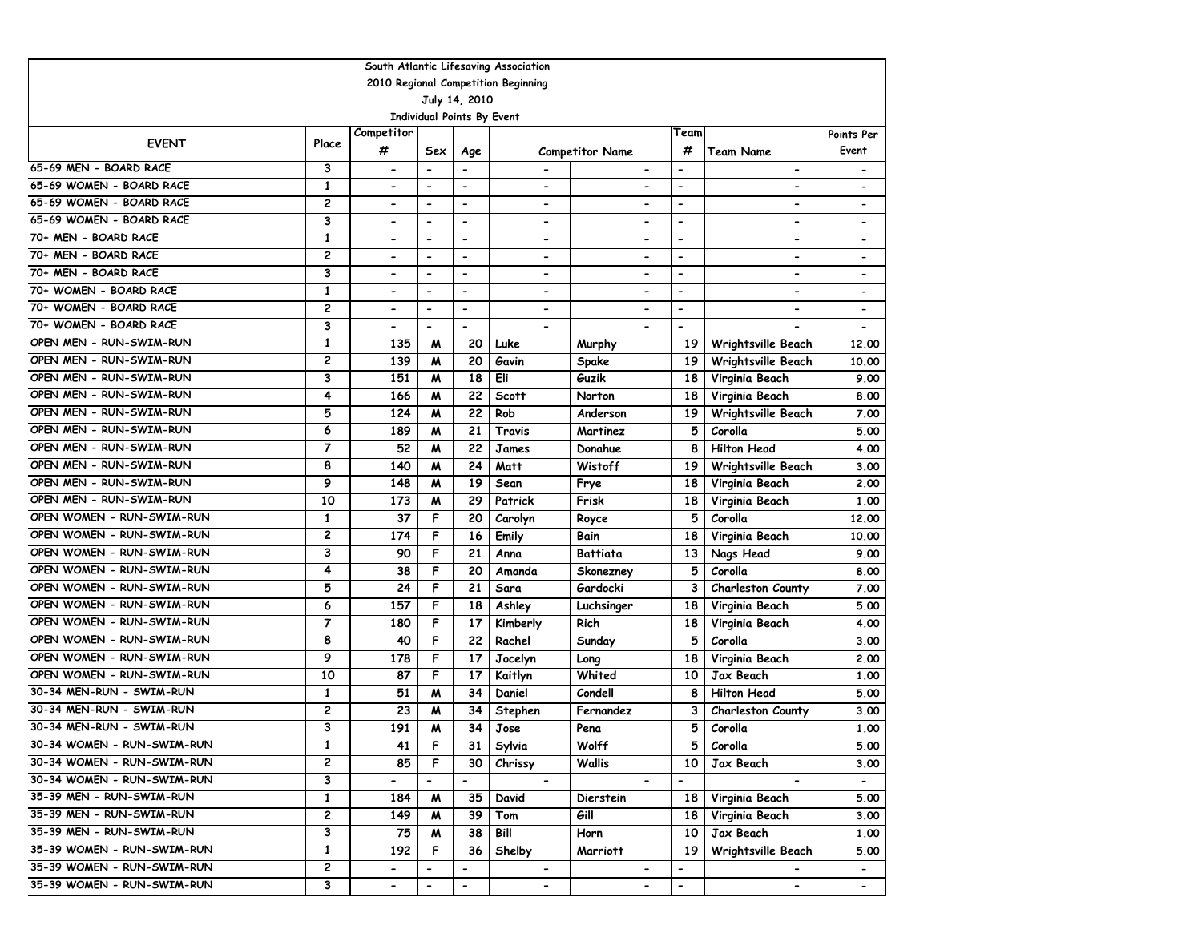South Atlantic Lifesaving Association

2010 Regional Competition Beginning

July 14, 2010

Individual Points By Event

| EVENT | Place | Competitor # | Sex | Age | Competitor Name | | Team # | Team Name | Points Per Event |
|---|---|---|---|---|---|---|---|---|---|
| 65-69 MEN - BOARD RACE | 3 | - | - | - | - | - | - | - | - |
| 65-69 WOMEN - BOARD RACE | 1 | - | - | - | - | - | - | - | - |
| 65-69 WOMEN - BOARD RACE | 2 | - | - | - | - | - | - | - | - |
| 65-69 WOMEN - BOARD RACE | 3 | - | - | - | - | - | - | - | - |
| 70+ MEN - BOARD RACE | 1 | - | - | - | - | - | - | - | - |
| 70+ MEN - BOARD RACE | 2 | - | - | - | - | - | - | - | - |
| 70+ MEN - BOARD RACE | 3 | - | - | - | - | - | - | - | - |
| 70+ WOMEN - BOARD RACE | 1 | - | - | - | - | - | - | - | - |
| 70+ WOMEN - BOARD RACE | 2 | - | - | - | - | - | - | - | - |
| 70+ WOMEN - BOARD RACE | 3 | - | - | - | - | - | - | - | - |
| OPEN MEN - RUN-SWIM-RUN | 1 | 135 | M | 20 | Luke | Murphy | 19 | Wrightsville Beach | 12.00 |
| OPEN MEN - RUN-SWIM-RUN | 2 | 139 | M | 20 | Gavin | Spake | 19 | Wrightsville Beach | 10.00 |
| OPEN MEN - RUN-SWIM-RUN | 3 | 151 | M | 18 | Eli | Guzik | 18 | Virginia Beach | 9.00 |
| OPEN MEN - RUN-SWIM-RUN | 4 | 166 | M | 22 | Scott | Norton | 18 | Virginia Beach | 8.00 |
| OPEN MEN - RUN-SWIM-RUN | 5 | 124 | M | 22 | Rob | Anderson | 19 | Wrightsville Beach | 7.00 |
| OPEN MEN - RUN-SWIM-RUN | 6 | 189 | M | 21 | Travis | Martinez | 5 | Corolla | 5.00 |
| OPEN MEN - RUN-SWIM-RUN | 7 | 52 | M | 22 | James | Donahue | 8 | Hilton Head | 4.00 |
| OPEN MEN - RUN-SWIM-RUN | 8 | 140 | M | 24 | Matt | Wistoff | 19 | Wrightsville Beach | 3.00 |
| OPEN MEN - RUN-SWIM-RUN | 9 | 148 | M | 19 | Sean | Frye | 18 | Virginia Beach | 2.00 |
| OPEN MEN - RUN-SWIM-RUN | 10 | 173 | M | 29 | Patrick | Frisk | 18 | Virginia Beach | 1.00 |
| OPEN WOMEN - RUN-SWIM-RUN | 1 | 37 | F | 20 | Carolyn | Royce | 5 | Corolla | 12.00 |
| OPEN WOMEN - RUN-SWIM-RUN | 2 | 174 | F | 16 | Emily | Bain | 18 | Virginia Beach | 10.00 |
| OPEN WOMEN - RUN-SWIM-RUN | 3 | 90 | F | 21 | Anna | Battiata | 13 | Nags Head | 9.00 |
| OPEN WOMEN - RUN-SWIM-RUN | 4 | 38 | F | 20 | Amanda | Skonezney | 5 | Corolla | 8.00 |
| OPEN WOMEN - RUN-SWIM-RUN | 5 | 24 | F | 21 | Sara | Gardocki | 3 | Charleston County | 7.00 |
| OPEN WOMEN - RUN-SWIM-RUN | 6 | 157 | F | 18 | Ashley | Luchsinger | 18 | Virginia Beach | 5.00 |
| OPEN WOMEN - RUN-SWIM-RUN | 7 | 180 | F | 17 | Kimberly | Rich | 18 | Virginia Beach | 4.00 |
| OPEN WOMEN - RUN-SWIM-RUN | 8 | 40 | F | 22 | Rachel | Sunday | 5 | Corolla | 3.00 |
| OPEN WOMEN - RUN-SWIM-RUN | 9 | 178 | F | 17 | Jocelyn | Long | 18 | Virginia Beach | 2.00 |
| OPEN WOMEN - RUN-SWIM-RUN | 10 | 87 | F | 17 | Kaitlyn | Whited | 10 | Jax Beach | 1.00 |
| 30-34 MEN-RUN - SWIM-RUN | 1 | 51 | M | 34 | Daniel | Condell | 8 | Hilton Head | 5.00 |
| 30-34 MEN-RUN - SWIM-RUN | 2 | 23 | M | 34 | Stephen | Fernandez | 3 | Charleston County | 3.00 |
| 30-34 MEN-RUN - SWIM-RUN | 3 | 191 | M | 34 | Jose | Pena | 5 | Corolla | 1.00 |
| 30-34 WOMEN - RUN-SWIM-RUN | 1 | 41 | F | 31 | Sylvia | Wolff | 5 | Corolla | 5.00 |
| 30-34 WOMEN - RUN-SWIM-RUN | 2 | 85 | F | 30 | Chrissy | Wallis | 10 | Jax Beach | 3.00 |
| 30-34 WOMEN - RUN-SWIM-RUN | 3 | - | - | - | - | - | - | - | - |
| 35-39 MEN - RUN-SWIM-RUN | 1 | 184 | M | 35 | David | Dierstein | 18 | Virginia Beach | 5.00 |
| 35-39 MEN - RUN-SWIM-RUN | 2 | 149 | M | 39 | Tom | Gill | 18 | Virginia Beach | 3.00 |
| 35-39 MEN - RUN-SWIM-RUN | 3 | 75 | M | 38 | Bill | Horn | 10 | Jax Beach | 1.00 |
| 35-39 WOMEN - RUN-SWIM-RUN | 1 | 192 | F | 36 | Shelby | Marriott | 19 | Wrightsville Beach | 5.00 |
| 35-39 WOMEN - RUN-SWIM-RUN | 2 | - | - | - | - | - | - | - | - |
| 35-39 WOMEN - RUN-SWIM-RUN | 3 | - | - | - | - | - | - | - | - |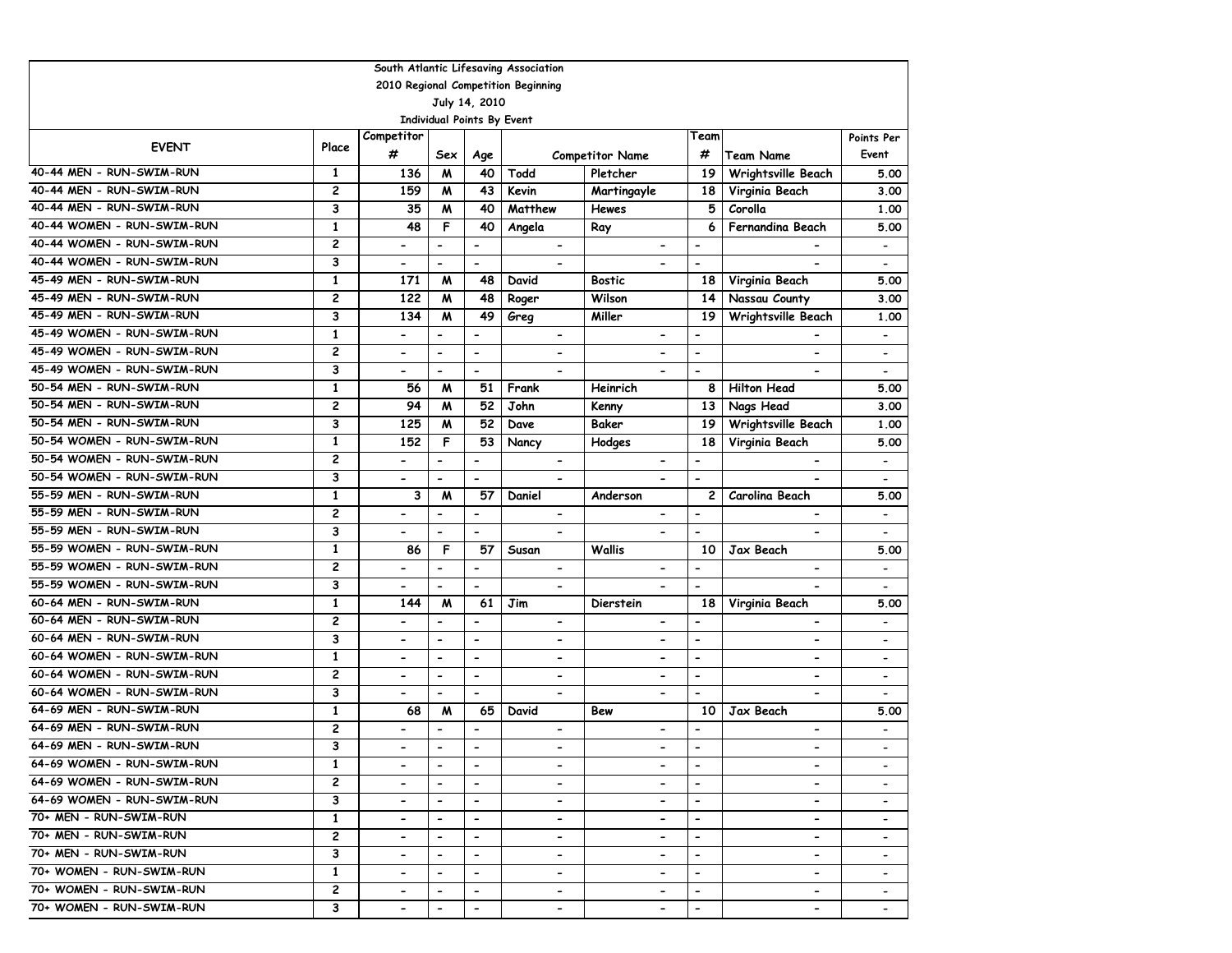South Atlantic Lifesaving Association

2010 Regional Competition Beginning

July 14, 2010

Individual Points By Event

| EVENT | Place | Competitor # | Sex | Age | Competitor Name | | Team # | Team Name | Points Per Event |
|---|---|---|---|---|---|---|---|---|---|
| 40-44 MEN - RUN-SWIM-RUN | 1 | 136 | M | 40 | Todd | Pletcher | 19 | Wrightsville Beach | 5.00 |
| 40-44 MEN - RUN-SWIM-RUN | 2 | 159 | M | 43 | Kevin | Martingayle | 18 | Virginia Beach | 3.00 |
| 40-44 MEN - RUN-SWIM-RUN | 3 | 35 | M | 40 | Matthew | Hewes | 5 | Corolla | 1.00 |
| 40-44 WOMEN - RUN-SWIM-RUN | 1 | 48 | F | 40 | Angela | Ray | 6 | Fernandina Beach | 5.00 |
| 40-44 WOMEN - RUN-SWIM-RUN | 2 | - | - | - | - | - | - | - | - |
| 40-44 WOMEN - RUN-SWIM-RUN | 3 | - | - | - | - | - | - | - | - |
| 45-49 MEN - RUN-SWIM-RUN | 1 | 171 | M | 48 | David | Bostic | 18 | Virginia Beach | 5.00 |
| 45-49 MEN - RUN-SWIM-RUN | 2 | 122 | M | 48 | Roger | Wilson | 14 | Nassau County | 3.00 |
| 45-49 MEN - RUN-SWIM-RUN | 3 | 134 | M | 49 | Greg | Miller | 19 | Wrightsville Beach | 1.00 |
| 45-49 WOMEN - RUN-SWIM-RUN | 1 | - | - | - | - | - | - | - | - |
| 45-49 WOMEN - RUN-SWIM-RUN | 2 | - | - | - | - | - | - | - | - |
| 45-49 WOMEN - RUN-SWIM-RUN | 3 | - | - | - | - | - | - | - | - |
| 50-54 MEN - RUN-SWIM-RUN | 1 | 56 | M | 51 | Frank | Heinrich | 8 | Hilton Head | 5.00 |
| 50-54 MEN - RUN-SWIM-RUN | 2 | 94 | M | 52 | John | Kenny | 13 | Nags Head | 3.00 |
| 50-54 MEN - RUN-SWIM-RUN | 3 | 125 | M | 52 | Dave | Baker | 19 | Wrightsville Beach | 1.00 |
| 50-54 WOMEN - RUN-SWIM-RUN | 1 | 152 | F | 53 | Nancy | Hodges | 18 | Virginia Beach | 5.00 |
| 50-54 WOMEN - RUN-SWIM-RUN | 2 | - | - | - | - | - | - | - | - |
| 50-54 WOMEN - RUN-SWIM-RUN | 3 | - | - | - | - | - | - | - | - |
| 55-59 MEN - RUN-SWIM-RUN | 1 | 3 | M | 57 | Daniel | Anderson | 2 | Carolina Beach | 5.00 |
| 55-59 MEN - RUN-SWIM-RUN | 2 | - | - | - | - | - | - | - | - |
| 55-59 MEN - RUN-SWIM-RUN | 3 | - | - | - | - | - | - | - | - |
| 55-59 WOMEN - RUN-SWIM-RUN | 1 | 86 | F | 57 | Susan | Wallis | 10 | Jax Beach | 5.00 |
| 55-59 WOMEN - RUN-SWIM-RUN | 2 | - | - | - | - | - | - | - | - |
| 55-59 WOMEN - RUN-SWIM-RUN | 3 | - | - | - | - | - | - | - | - |
| 60-64 MEN - RUN-SWIM-RUN | 1 | 144 | M | 61 | Jim | Dierstein | 18 | Virginia Beach | 5.00 |
| 60-64 MEN - RUN-SWIM-RUN | 2 | - | - | - | - | - | - | - | - |
| 60-64 MEN - RUN-SWIM-RUN | 3 | - | - | - | - | - | - | - | - |
| 60-64 WOMEN - RUN-SWIM-RUN | 1 | - | - | - | - | - | - | - | - |
| 60-64 WOMEN - RUN-SWIM-RUN | 2 | - | - | - | - | - | - | - | - |
| 60-64 WOMEN - RUN-SWIM-RUN | 3 | - | - | - | - | - | - | - | - |
| 64-69 MEN - RUN-SWIM-RUN | 1 | 68 | M | 65 | David | Bew | 10 | Jax Beach | 5.00 |
| 64-69 MEN - RUN-SWIM-RUN | 2 | - | - | - | - | - | - | - | - |
| 64-69 MEN - RUN-SWIM-RUN | 3 | - | - | - | - | - | - | - | - |
| 64-69 WOMEN - RUN-SWIM-RUN | 1 | - | - | - | - | - | - | - | - |
| 64-69 WOMEN - RUN-SWIM-RUN | 2 | - | - | - | - | - | - | - | - |
| 64-69 WOMEN - RUN-SWIM-RUN | 3 | - | - | - | - | - | - | - | - |
| 70+ MEN - RUN-SWIM-RUN | 1 | - | - | - | - | - | - | - | - |
| 70+ MEN - RUN-SWIM-RUN | 2 | - | - | - | - | - | - | - | - |
| 70+ MEN - RUN-SWIM-RUN | 3 | - | - | - | - | - | - | - | - |
| 70+ WOMEN - RUN-SWIM-RUN | 1 | - | - | - | - | - | - | - | - |
| 70+ WOMEN - RUN-SWIM-RUN | 2 | - | - | - | - | - | - | - | - |
| 70+ WOMEN - RUN-SWIM-RUN | 3 | - | - | - | - | - | - | - | - |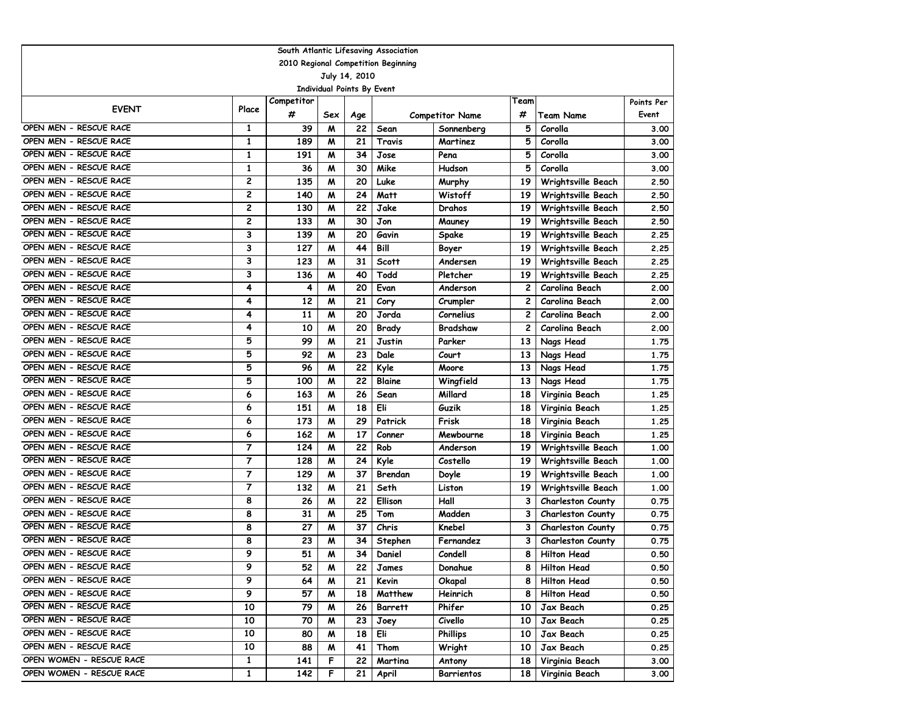South Atlantic Lifesaving Association

2010 Regional Competition Beginning

July 14, 2010

Individual Points By Event

| EVENT | Place | Competitor # | Sex | Age | Competitor Name | | Team # | Team Name | Points Per Event |
|---|---|---|---|---|---|---|---|---|---|
| OPEN MEN - RESCUE RACE | 1 | 39 | M | 22 | Sean | Sonnenberg | 5 | Corolla | 3.00 |
| OPEN MEN - RESCUE RACE | 1 | 189 | M | 21 | Travis | Martinez | 5 | Corolla | 3.00 |
| OPEN MEN - RESCUE RACE | 1 | 191 | M | 34 | Jose | Pena | 5 | Corolla | 3.00 |
| OPEN MEN - RESCUE RACE | 1 | 36 | M | 30 | Mike | Hudson | 5 | Corolla | 3.00 |
| OPEN MEN - RESCUE RACE | 2 | 135 | M | 20 | Luke | Murphy | 19 | Wrightsville Beach | 2.50 |
| OPEN MEN - RESCUE RACE | 2 | 140 | M | 24 | Matt | Wistoff | 19 | Wrightsville Beach | 2.50 |
| OPEN MEN - RESCUE RACE | 2 | 130 | M | 22 | Jake | Drahos | 19 | Wrightsville Beach | 2.50 |
| OPEN MEN - RESCUE RACE | 2 | 133 | M | 30 | Jon | Mauney | 19 | Wrightsville Beach | 2.50 |
| OPEN MEN - RESCUE RACE | 3 | 139 | M | 20 | Gavin | Spake | 19 | Wrightsville Beach | 2.25 |
| OPEN MEN - RESCUE RACE | 3 | 127 | M | 44 | Bill | Boyer | 19 | Wrightsville Beach | 2.25 |
| OPEN MEN - RESCUE RACE | 3 | 123 | M | 31 | Scott | Andersen | 19 | Wrightsville Beach | 2.25 |
| OPEN MEN - RESCUE RACE | 3 | 136 | M | 40 | Todd | Pletcher | 19 | Wrightsville Beach | 2.25 |
| OPEN MEN - RESCUE RACE | 4 | 4 | M | 20 | Evan | Anderson | 2 | Carolina Beach | 2.00 |
| OPEN MEN - RESCUE RACE | 4 | 12 | M | 21 | Cory | Crumpler | 2 | Carolina Beach | 2.00 |
| OPEN MEN - RESCUE RACE | 4 | 11 | M | 20 | Jorda | Cornelius | 2 | Carolina Beach | 2.00 |
| OPEN MEN - RESCUE RACE | 4 | 10 | M | 20 | Brady | Bradshaw | 2 | Carolina Beach | 2.00 |
| OPEN MEN - RESCUE RACE | 5 | 99 | M | 21 | Justin | Parker | 13 | Nags Head | 1.75 |
| OPEN MEN - RESCUE RACE | 5 | 92 | M | 23 | Dale | Court | 13 | Nags Head | 1.75 |
| OPEN MEN - RESCUE RACE | 5 | 96 | M | 22 | Kyle | Moore | 13 | Nags Head | 1.75 |
| OPEN MEN - RESCUE RACE | 5 | 100 | M | 22 | Blaine | Wingfield | 13 | Nags Head | 1.75 |
| OPEN MEN - RESCUE RACE | 6 | 163 | M | 26 | Sean | Millard | 18 | Virginia Beach | 1.25 |
| OPEN MEN - RESCUE RACE | 6 | 151 | M | 18 | Eli | Guzik | 18 | Virginia Beach | 1.25 |
| OPEN MEN - RESCUE RACE | 6 | 173 | M | 29 | Patrick | Frisk | 18 | Virginia Beach | 1.25 |
| OPEN MEN - RESCUE RACE | 6 | 162 | M | 17 | Conner | Mewbourne | 18 | Virginia Beach | 1.25 |
| OPEN MEN - RESCUE RACE | 7 | 124 | M | 22 | Rob | Anderson | 19 | Wrightsville Beach | 1.00 |
| OPEN MEN - RESCUE RACE | 7 | 128 | M | 24 | Kyle | Costello | 19 | Wrightsville Beach | 1.00 |
| OPEN MEN - RESCUE RACE | 7 | 129 | M | 37 | Brendan | Doyle | 19 | Wrightsville Beach | 1.00 |
| OPEN MEN - RESCUE RACE | 7 | 132 | M | 21 | Seth | Liston | 19 | Wrightsville Beach | 1.00 |
| OPEN MEN - RESCUE RACE | 8 | 26 | M | 22 | Ellison | Hall | 3 | Charleston County | 0.75 |
| OPEN MEN - RESCUE RACE | 8 | 31 | M | 25 | Tom | Madden | 3 | Charleston County | 0.75 |
| OPEN MEN - RESCUE RACE | 8 | 27 | M | 37 | Chris | Knebel | 3 | Charleston County | 0.75 |
| OPEN MEN - RESCUE RACE | 8 | 23 | M | 34 | Stephen | Fernandez | 3 | Charleston County | 0.75 |
| OPEN MEN - RESCUE RACE | 9 | 51 | M | 34 | Daniel | Condell | 8 | Hilton Head | 0.50 |
| OPEN MEN - RESCUE RACE | 9 | 52 | M | 22 | James | Donahue | 8 | Hilton Head | 0.50 |
| OPEN MEN - RESCUE RACE | 9 | 64 | M | 21 | Kevin | Okapal | 8 | Hilton Head | 0.50 |
| OPEN MEN - RESCUE RACE | 9 | 57 | M | 18 | Matthew | Heinrich | 8 | Hilton Head | 0.50 |
| OPEN MEN - RESCUE RACE | 10 | 79 | M | 26 | Barrett | Phifer | 10 | Jax Beach | 0.25 |
| OPEN MEN - RESCUE RACE | 10 | 70 | M | 23 | Joey | Civello | 10 | Jax Beach | 0.25 |
| OPEN MEN - RESCUE RACE | 10 | 80 | M | 18 | Eli | Phillips | 10 | Jax Beach | 0.25 |
| OPEN MEN - RESCUE RACE | 10 | 88 | M | 41 | Thom | Wright | 10 | Jax Beach | 0.25 |
| OPEN WOMEN - RESCUE RACE | 1 | 141 | F | 22 | Martina | Antony | 18 | Virginia Beach | 3.00 |
| OPEN WOMEN - RESCUE RACE | 1 | 142 | F | 21 | April | Barrientos | 18 | Virginia Beach | 3.00 |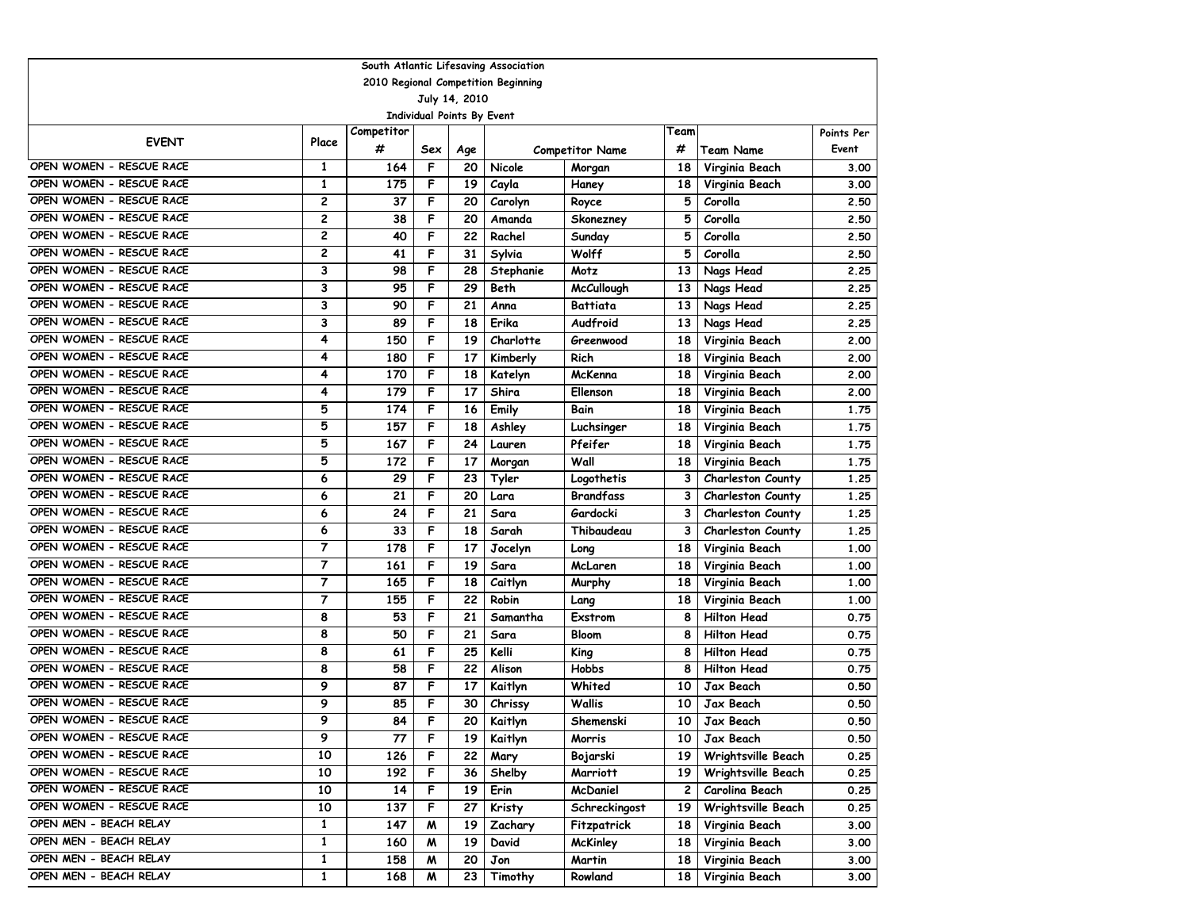South Atlantic Lifesaving Association

2010 Regional Competition Beginning

July 14, 2010

Individual Points By Event

| EVENT | Place | Competitor # | Sex | Age | Competitor Name | | Team # | Team Name | Points Per Event |
|---|---|---|---|---|---|---|---|---|---|
| OPEN WOMEN - RESCUE RACE | 1 | 164 | F | 20 | Nicole | Morgan | 18 | Virginia Beach | 3.00 |
| OPEN WOMEN - RESCUE RACE | 1 | 175 | F | 19 | Cayla | Haney | 18 | Virginia Beach | 3.00 |
| OPEN WOMEN - RESCUE RACE | 2 | 37 | F | 20 | Carolyn | Royce | 5 | Corolla | 2.50 |
| OPEN WOMEN - RESCUE RACE | 2 | 38 | F | 20 | Amanda | Skonezney | 5 | Corolla | 2.50 |
| OPEN WOMEN - RESCUE RACE | 2 | 40 | F | 22 | Rachel | Sunday | 5 | Corolla | 2.50 |
| OPEN WOMEN - RESCUE RACE | 2 | 41 | F | 31 | Sylvia | Wolff | 5 | Corolla | 2.50 |
| OPEN WOMEN - RESCUE RACE | 3 | 98 | F | 28 | Stephanie | Motz | 13 | Nags Head | 2.25 |
| OPEN WOMEN - RESCUE RACE | 3 | 95 | F | 29 | Beth | McCullough | 13 | Nags Head | 2.25 |
| OPEN WOMEN - RESCUE RACE | 3 | 90 | F | 21 | Anna | Battiata | 13 | Nags Head | 2.25 |
| OPEN WOMEN - RESCUE RACE | 3 | 89 | F | 18 | Erika | Audfroid | 13 | Nags Head | 2.25 |
| OPEN WOMEN - RESCUE RACE | 4 | 150 | F | 19 | Charlotte | Greenwood | 18 | Virginia Beach | 2.00 |
| OPEN WOMEN - RESCUE RACE | 4 | 180 | F | 17 | Kimberly | Rich | 18 | Virginia Beach | 2.00 |
| OPEN WOMEN - RESCUE RACE | 4 | 170 | F | 18 | Katelyn | McKenna | 18 | Virginia Beach | 2.00 |
| OPEN WOMEN - RESCUE RACE | 4 | 179 | F | 17 | Shira | Ellenson | 18 | Virginia Beach | 2.00 |
| OPEN WOMEN - RESCUE RACE | 5 | 174 | F | 16 | Emily | Bain | 18 | Virginia Beach | 1.75 |
| OPEN WOMEN - RESCUE RACE | 5 | 157 | F | 18 | Ashley | Luchsinger | 18 | Virginia Beach | 1.75 |
| OPEN WOMEN - RESCUE RACE | 5 | 167 | F | 24 | Lauren | Pfeifer | 18 | Virginia Beach | 1.75 |
| OPEN WOMEN - RESCUE RACE | 5 | 172 | F | 17 | Morgan | Wall | 18 | Virginia Beach | 1.75 |
| OPEN WOMEN - RESCUE RACE | 6 | 29 | F | 23 | Tyler | Logothetis | 3 | Charleston County | 1.25 |
| OPEN WOMEN - RESCUE RACE | 6 | 21 | F | 20 | Lara | Brandfass | 3 | Charleston County | 1.25 |
| OPEN WOMEN - RESCUE RACE | 6 | 24 | F | 21 | Sara | Gardocki | 3 | Charleston County | 1.25 |
| OPEN WOMEN - RESCUE RACE | 6 | 33 | F | 18 | Sarah | Thibaudeau | 3 | Charleston County | 1.25 |
| OPEN WOMEN - RESCUE RACE | 7 | 178 | F | 17 | Jocelyn | Long | 18 | Virginia Beach | 1.00 |
| OPEN WOMEN - RESCUE RACE | 7 | 161 | F | 19 | Sara | McLaren | 18 | Virginia Beach | 1.00 |
| OPEN WOMEN - RESCUE RACE | 7 | 165 | F | 18 | Caitlyn | Murphy | 18 | Virginia Beach | 1.00 |
| OPEN WOMEN - RESCUE RACE | 7 | 155 | F | 22 | Robin | Lang | 18 | Virginia Beach | 1.00 |
| OPEN WOMEN - RESCUE RACE | 8 | 53 | F | 21 | Samantha | Exstrom | 8 | Hilton Head | 0.75 |
| OPEN WOMEN - RESCUE RACE | 8 | 50 | F | 21 | Sara | Bloom | 8 | Hilton Head | 0.75 |
| OPEN WOMEN - RESCUE RACE | 8 | 61 | F | 25 | Kelli | King | 8 | Hilton Head | 0.75 |
| OPEN WOMEN - RESCUE RACE | 8 | 58 | F | 22 | Alison | Hobbs | 8 | Hilton Head | 0.75 |
| OPEN WOMEN - RESCUE RACE | 9 | 87 | F | 17 | Kaitlyn | Whited | 10 | Jax Beach | 0.50 |
| OPEN WOMEN - RESCUE RACE | 9 | 85 | F | 30 | Chrissy | Wallis | 10 | Jax Beach | 0.50 |
| OPEN WOMEN - RESCUE RACE | 9 | 84 | F | 20 | Kaitlyn | Shemenski | 10 | Jax Beach | 0.50 |
| OPEN WOMEN - RESCUE RACE | 9 | 77 | F | 19 | Kaitlyn | Morris | 10 | Jax Beach | 0.50 |
| OPEN WOMEN - RESCUE RACE | 10 | 126 | F | 22 | Mary | Bojarski | 19 | Wrightsville Beach | 0.25 |
| OPEN WOMEN - RESCUE RACE | 10 | 192 | F | 36 | Shelby | Marriott | 19 | Wrightsville Beach | 0.25 |
| OPEN WOMEN - RESCUE RACE | 10 | 14 | F | 19 | Erin | McDaniel | 2 | Carolina Beach | 0.25 |
| OPEN WOMEN - RESCUE RACE | 10 | 137 | F | 27 | Kristy | Schreckingost | 19 | Wrightsville Beach | 0.25 |
| OPEN MEN - BEACH RELAY | 1 | 147 | M | 19 | Zachary | Fitzpatrick | 18 | Virginia Beach | 3.00 |
| OPEN MEN - BEACH RELAY | 1 | 160 | M | 19 | David | McKinley | 18 | Virginia Beach | 3.00 |
| OPEN MEN - BEACH RELAY | 1 | 158 | M | 20 | Jon | Martin | 18 | Virginia Beach | 3.00 |
| OPEN MEN - BEACH RELAY | 1 | 168 | M | 23 | Timothy | Rowland | 18 | Virginia Beach | 3.00 |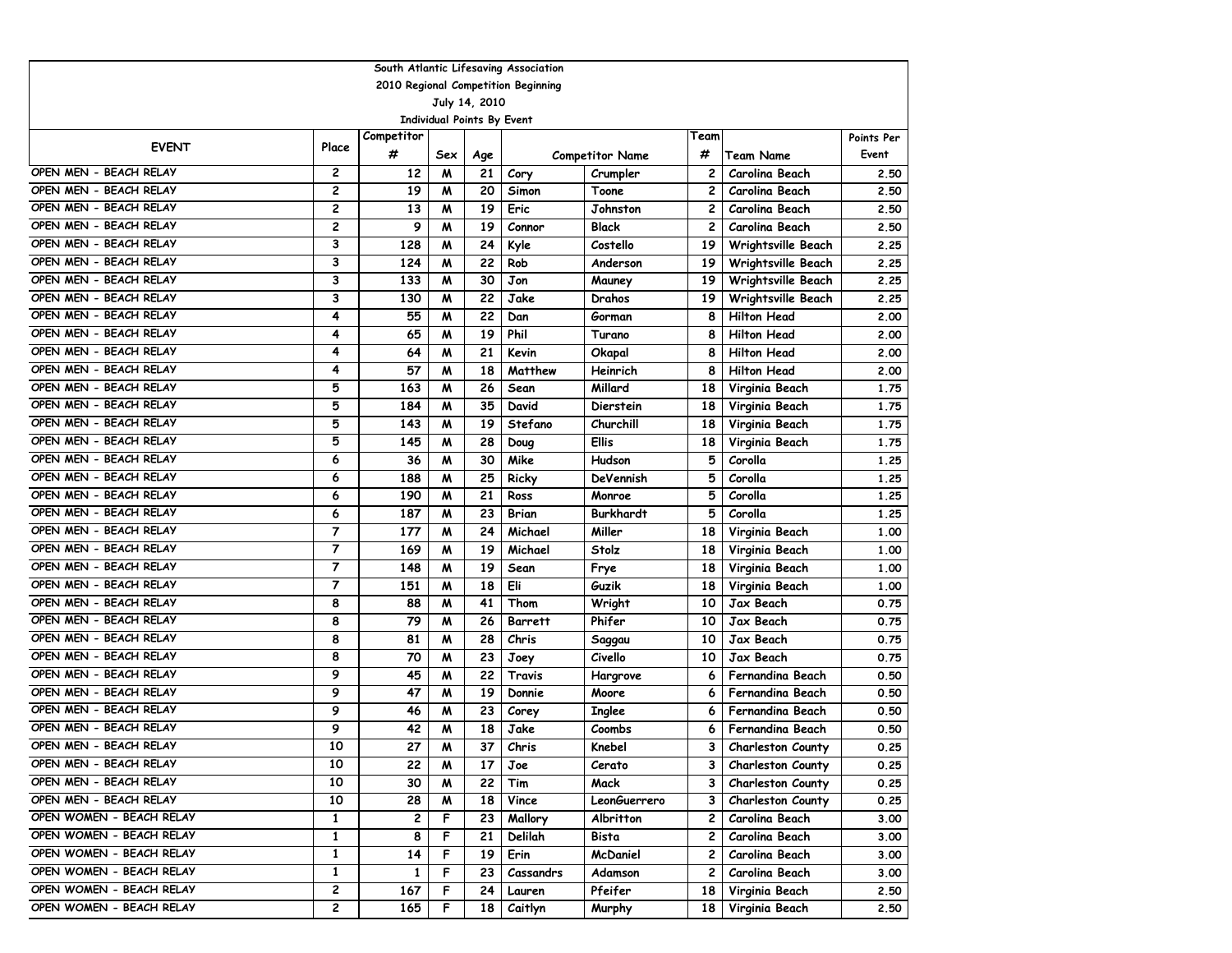South Atlantic Lifesaving Association

2010 Regional Competition Beginning

July 14, 2010

Individual Points By Event

| EVENT | Place | Competitor # | Sex | Age | Competitor Name | | Team # | Team Name | Points Per Event |
|---|---|---|---|---|---|---|---|---|---|
| OPEN MEN - BEACH RELAY | 2 | 12 | M | 21 | Cory | Crumpler | 2 | Carolina Beach | 2.50 |
| OPEN MEN - BEACH RELAY | 2 | 19 | M | 20 | Simon | Toone | 2 | Carolina Beach | 2.50 |
| OPEN MEN - BEACH RELAY | 2 | 13 | M | 19 | Eric | Johnston | 2 | Carolina Beach | 2.50 |
| OPEN MEN - BEACH RELAY | 2 | 9 | M | 19 | Connor | Black | 2 | Carolina Beach | 2.50 |
| OPEN MEN - BEACH RELAY | 3 | 128 | M | 24 | Kyle | Costello | 19 | Wrightsville Beach | 2.25 |
| OPEN MEN - BEACH RELAY | 3 | 124 | M | 22 | Rob | Anderson | 19 | Wrightsville Beach | 2.25 |
| OPEN MEN - BEACH RELAY | 3 | 133 | M | 30 | Jon | Mauney | 19 | Wrightsville Beach | 2.25 |
| OPEN MEN - BEACH RELAY | 3 | 130 | M | 22 | Jake | Drahos | 19 | Wrightsville Beach | 2.25 |
| OPEN MEN - BEACH RELAY | 4 | 55 | M | 22 | Dan | Gorman | 8 | Hilton Head | 2.00 |
| OPEN MEN - BEACH RELAY | 4 | 65 | M | 19 | Phil | Turano | 8 | Hilton Head | 2.00 |
| OPEN MEN - BEACH RELAY | 4 | 64 | M | 21 | Kevin | Okapal | 8 | Hilton Head | 2.00 |
| OPEN MEN - BEACH RELAY | 4 | 57 | M | 18 | Matthew | Heinrich | 8 | Hilton Head | 2.00 |
| OPEN MEN - BEACH RELAY | 5 | 163 | M | 26 | Sean | Millard | 18 | Virginia Beach | 1.75 |
| OPEN MEN - BEACH RELAY | 5 | 184 | M | 35 | David | Dierstein | 18 | Virginia Beach | 1.75 |
| OPEN MEN - BEACH RELAY | 5 | 143 | M | 19 | Stefano | Churchill | 18 | Virginia Beach | 1.75 |
| OPEN MEN - BEACH RELAY | 5 | 145 | M | 28 | Doug | Ellis | 18 | Virginia Beach | 1.75 |
| OPEN MEN - BEACH RELAY | 6 | 36 | M | 30 | Mike | Hudson | 5 | Corolla | 1.25 |
| OPEN MEN - BEACH RELAY | 6 | 188 | M | 25 | Ricky | DeVennish | 5 | Corolla | 1.25 |
| OPEN MEN - BEACH RELAY | 6 | 190 | M | 21 | Ross | Monroe | 5 | Corolla | 1.25 |
| OPEN MEN - BEACH RELAY | 6 | 187 | M | 23 | Brian | Burkhardt | 5 | Corolla | 1.25 |
| OPEN MEN - BEACH RELAY | 7 | 177 | M | 24 | Michael | Miller | 18 | Virginia Beach | 1.00 |
| OPEN MEN - BEACH RELAY | 7 | 169 | M | 19 | Michael | Stolz | 18 | Virginia Beach | 1.00 |
| OPEN MEN - BEACH RELAY | 7 | 148 | M | 19 | Sean | Frye | 18 | Virginia Beach | 1.00 |
| OPEN MEN - BEACH RELAY | 7 | 151 | M | 18 | Eli | Guzik | 18 | Virginia Beach | 1.00 |
| OPEN MEN - BEACH RELAY | 8 | 88 | M | 41 | Thom | Wright | 10 | Jax Beach | 0.75 |
| OPEN MEN - BEACH RELAY | 8 | 79 | M | 26 | Barrett | Phifer | 10 | Jax Beach | 0.75 |
| OPEN MEN - BEACH RELAY | 8 | 81 | M | 28 | Chris | Saggau | 10 | Jax Beach | 0.75 |
| OPEN MEN - BEACH RELAY | 8 | 70 | M | 23 | Joey | Civello | 10 | Jax Beach | 0.75 |
| OPEN MEN - BEACH RELAY | 9 | 45 | M | 22 | Travis | Hargrove | 6 | Fernandina Beach | 0.50 |
| OPEN MEN - BEACH RELAY | 9 | 47 | M | 19 | Donnie | Moore | 6 | Fernandina Beach | 0.50 |
| OPEN MEN - BEACH RELAY | 9 | 46 | M | 23 | Corey | Inglee | 6 | Fernandina Beach | 0.50 |
| OPEN MEN - BEACH RELAY | 9 | 42 | M | 18 | Jake | Coombs | 6 | Fernandina Beach | 0.50 |
| OPEN MEN - BEACH RELAY | 10 | 27 | M | 37 | Chris | Knebel | 3 | Charleston County | 0.25 |
| OPEN MEN - BEACH RELAY | 10 | 22 | M | 17 | Joe | Cerato | 3 | Charleston County | 0.25 |
| OPEN MEN - BEACH RELAY | 10 | 30 | M | 22 | Tim | Mack | 3 | Charleston County | 0.25 |
| OPEN MEN - BEACH RELAY | 10 | 28 | M | 18 | Vince | LeonGuerrero | 3 | Charleston County | 0.25 |
| OPEN WOMEN - BEACH RELAY | 1 | 2 | F | 23 | Mallory | Albritton | 2 | Carolina Beach | 3.00 |
| OPEN WOMEN - BEACH RELAY | 1 | 8 | F | 21 | Delilah | Bista | 2 | Carolina Beach | 3.00 |
| OPEN WOMEN - BEACH RELAY | 1 | 14 | F | 19 | Erin | McDaniel | 2 | Carolina Beach | 3.00 |
| OPEN WOMEN - BEACH RELAY | 1 | 1 | F | 23 | Cassandrs | Adamson | 2 | Carolina Beach | 3.00 |
| OPEN WOMEN - BEACH RELAY | 2 | 167 | F | 24 | Lauren | Pfeifer | 18 | Virginia Beach | 2.50 |
| OPEN WOMEN - BEACH RELAY | 2 | 165 | F | 18 | Caitlyn | Murphy | 18 | Virginia Beach | 2.50 |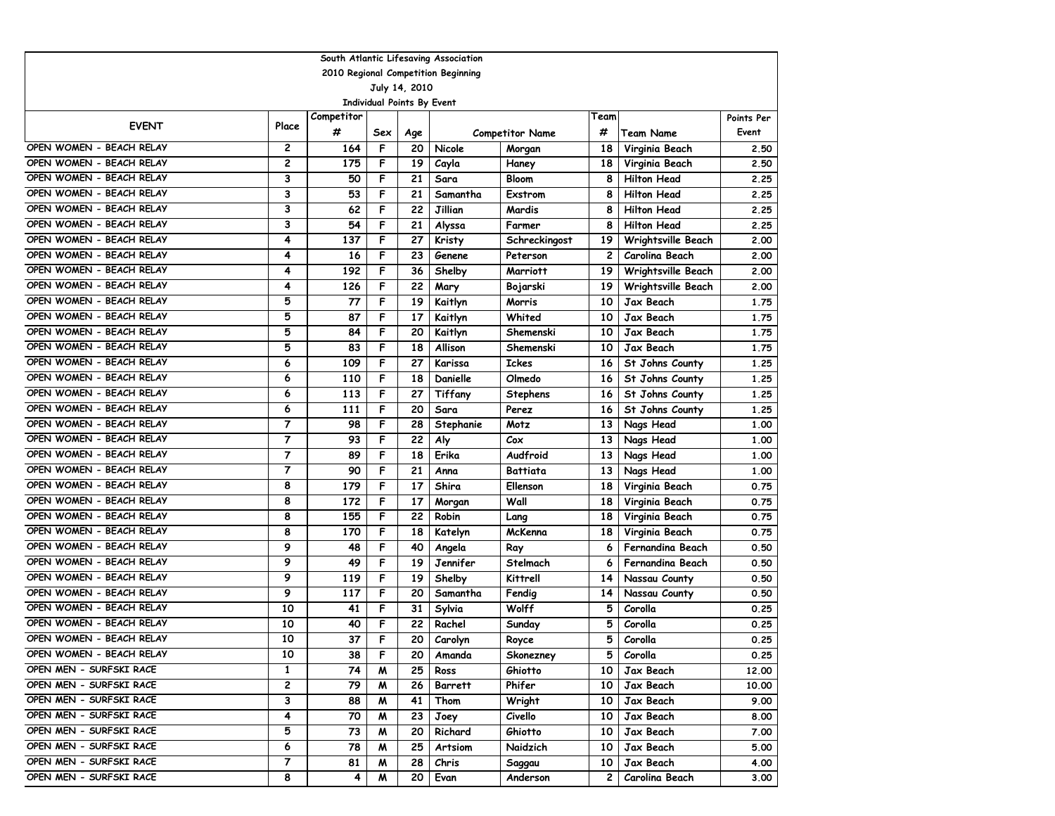South Atlantic Lifesaving Association

2010 Regional Competition Beginning

July 14, 2010

Individual Points By Event

| EVENT | Place | Competitor # | Sex | Age | Competitor Name | | Team # | Team Name | Points Per Event |
|---|---|---|---|---|---|---|---|---|---|
| OPEN WOMEN - BEACH RELAY | 2 | 164 | F | 20 | Nicole | Morgan | 18 | Virginia Beach | 2.50 |
| OPEN WOMEN - BEACH RELAY | 2 | 175 | F | 19 | Cayla | Haney | 18 | Virginia Beach | 2.50 |
| OPEN WOMEN - BEACH RELAY | 3 | 50 | F | 21 | Sara | Bloom | 8 | Hilton Head | 2.25 |
| OPEN WOMEN - BEACH RELAY | 3 | 53 | F | 21 | Samantha | Exstrom | 8 | Hilton Head | 2.25 |
| OPEN WOMEN - BEACH RELAY | 3 | 62 | F | 22 | Jillian | Mardis | 8 | Hilton Head | 2.25 |
| OPEN WOMEN - BEACH RELAY | 3 | 54 | F | 21 | Alyssa | Farmer | 8 | Hilton Head | 2.25 |
| OPEN WOMEN - BEACH RELAY | 4 | 137 | F | 27 | Kristy | Schreckingost | 19 | Wrightsville Beach | 2.00 |
| OPEN WOMEN - BEACH RELAY | 4 | 16 | F | 23 | Genene | Peterson | 2 | Carolina Beach | 2.00 |
| OPEN WOMEN - BEACH RELAY | 4 | 192 | F | 36 | Shelby | Marriott | 19 | Wrightsville Beach | 2.00 |
| OPEN WOMEN - BEACH RELAY | 4 | 126 | F | 22 | Mary | Bojarski | 19 | Wrightsville Beach | 2.00 |
| OPEN WOMEN - BEACH RELAY | 5 | 77 | F | 19 | Kaitlyn | Morris | 10 | Jax Beach | 1.75 |
| OPEN WOMEN - BEACH RELAY | 5 | 87 | F | 17 | Kaitlyn | Whited | 10 | Jax Beach | 1.75 |
| OPEN WOMEN - BEACH RELAY | 5 | 84 | F | 20 | Kaitlyn | Shemenski | 10 | Jax Beach | 1.75 |
| OPEN WOMEN - BEACH RELAY | 5 | 83 | F | 18 | Allison | Shemenski | 10 | Jax Beach | 1.75 |
| OPEN WOMEN - BEACH RELAY | 6 | 109 | F | 27 | Karissa | Ickes | 16 | St Johns County | 1.25 |
| OPEN WOMEN - BEACH RELAY | 6 | 110 | F | 18 | Danielle | Olmedo | 16 | St Johns County | 1.25 |
| OPEN WOMEN - BEACH RELAY | 6 | 113 | F | 27 | Tiffany | Stephens | 16 | St Johns County | 1.25 |
| OPEN WOMEN - BEACH RELAY | 6 | 111 | F | 20 | Sara | Perez | 16 | St Johns County | 1.25 |
| OPEN WOMEN - BEACH RELAY | 7 | 98 | F | 28 | Stephanie | Motz | 13 | Nags Head | 1.00 |
| OPEN WOMEN - BEACH RELAY | 7 | 93 | F | 22 | Aly | Cox | 13 | Nags Head | 1.00 |
| OPEN WOMEN - BEACH RELAY | 7 | 89 | F | 18 | Erika | Audfroid | 13 | Nags Head | 1.00 |
| OPEN WOMEN - BEACH RELAY | 7 | 90 | F | 21 | Anna | Battiata | 13 | Nags Head | 1.00 |
| OPEN WOMEN - BEACH RELAY | 8 | 179 | F | 17 | Shira | Ellenson | 18 | Virginia Beach | 0.75 |
| OPEN WOMEN - BEACH RELAY | 8 | 172 | F | 17 | Morgan | Wall | 18 | Virginia Beach | 0.75 |
| OPEN WOMEN - BEACH RELAY | 8 | 155 | F | 22 | Robin | Lang | 18 | Virginia Beach | 0.75 |
| OPEN WOMEN - BEACH RELAY | 8 | 170 | F | 18 | Katelyn | McKenna | 18 | Virginia Beach | 0.75 |
| OPEN WOMEN - BEACH RELAY | 9 | 48 | F | 40 | Angela | Ray | 6 | Fernandina Beach | 0.50 |
| OPEN WOMEN - BEACH RELAY | 9 | 49 | F | 19 | Jennifer | Stelmach | 6 | Fernandina Beach | 0.50 |
| OPEN WOMEN - BEACH RELAY | 9 | 119 | F | 19 | Shelby | Kittrell | 14 | Nassau County | 0.50 |
| OPEN WOMEN - BEACH RELAY | 9 | 117 | F | 20 | Samantha | Fendig | 14 | Nassau County | 0.50 |
| OPEN WOMEN - BEACH RELAY | 10 | 41 | F | 31 | Sylvia | Wolff | 5 | Corolla | 0.25 |
| OPEN WOMEN - BEACH RELAY | 10 | 40 | F | 22 | Rachel | Sunday | 5 | Corolla | 0.25 |
| OPEN WOMEN - BEACH RELAY | 10 | 37 | F | 20 | Carolyn | Royce | 5 | Corolla | 0.25 |
| OPEN WOMEN - BEACH RELAY | 10 | 38 | F | 20 | Amanda | Skonezney | 5 | Corolla | 0.25 |
| OPEN MEN - SURFSKI RACE | 1 | 74 | M | 25 | Ross | Ghiotto | 10 | Jax Beach | 12.00 |
| OPEN MEN - SURFSKI RACE | 2 | 79 | M | 26 | Barrett | Phifer | 10 | Jax Beach | 10.00 |
| OPEN MEN - SURFSKI RACE | 3 | 88 | M | 41 | Thom | Wright | 10 | Jax Beach | 9.00 |
| OPEN MEN - SURFSKI RACE | 4 | 70 | M | 23 | Joey | Civello | 10 | Jax Beach | 8.00 |
| OPEN MEN - SURFSKI RACE | 5 | 73 | M | 20 | Richard | Ghiotto | 10 | Jax Beach | 7.00 |
| OPEN MEN - SURFSKI RACE | 6 | 78 | M | 25 | Artsiom | Naidzich | 10 | Jax Beach | 5.00 |
| OPEN MEN - SURFSKI RACE | 7 | 81 | M | 28 | Chris | Saggau | 10 | Jax Beach | 4.00 |
| OPEN MEN - SURFSKI RACE | 8 | 4 | M | 20 | Evan | Anderson | 2 | Carolina Beach | 3.00 |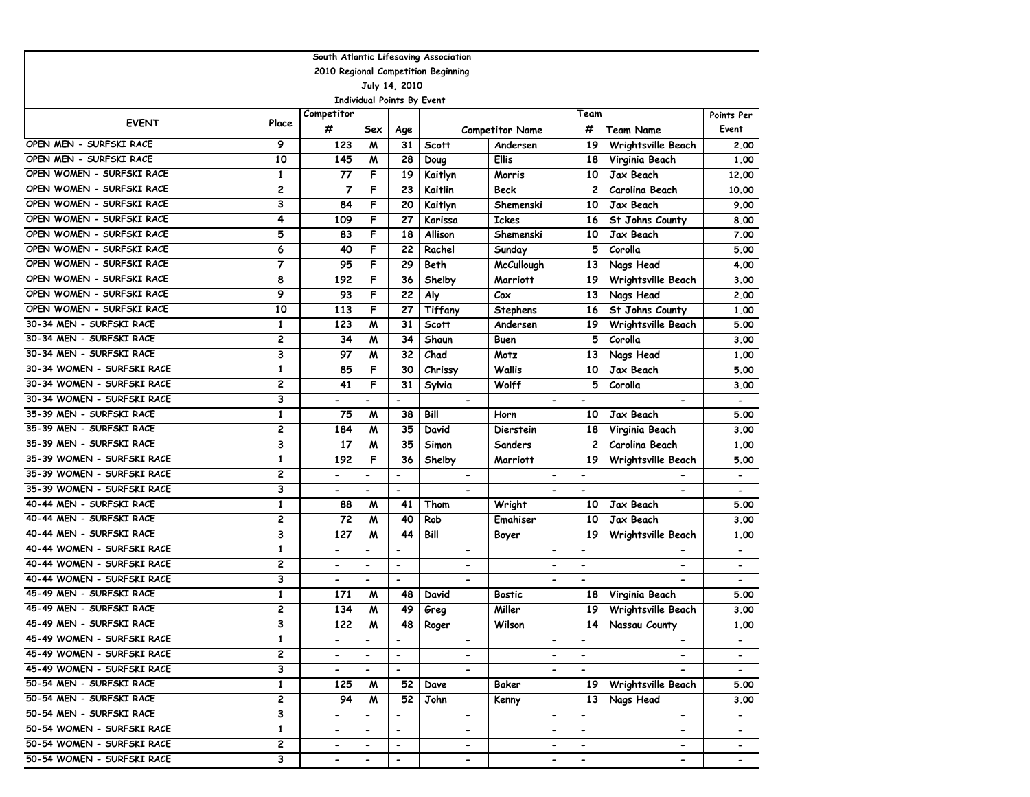South Atlantic Lifesaving Association
2010 Regional Competition Beginning
July 14, 2010
Individual Points By Event

| EVENT | Place | Competitor # | Sex | Age | Competitor Name | | Team # | Team Name | Points Per Event |
|---|---|---|---|---|---|---|---|---|---|
| OPEN MEN - SURFSKI RACE | 9 | 123 | M | 31 | Scott | Andersen | 19 | Wrightsville Beach | 2.00 |
| OPEN MEN - SURFSKI RACE | 10 | 145 | M | 28 | Doug | Ellis | 18 | Virginia Beach | 1.00 |
| OPEN WOMEN - SURFSKI RACE | 1 | 77 | F | 19 | Kaitlyn | Morris | 10 | Jax Beach | 12.00 |
| OPEN WOMEN - SURFSKI RACE | 2 | 7 | F | 23 | Kaitlin | Beck | 2 | Carolina Beach | 10.00 |
| OPEN WOMEN - SURFSKI RACE | 3 | 84 | F | 20 | Kaitlyn | Shemenski | 10 | Jax Beach | 9.00 |
| OPEN WOMEN - SURFSKI RACE | 4 | 109 | F | 27 | Karissa | Ickes | 16 | St Johns County | 8.00 |
| OPEN WOMEN - SURFSKI RACE | 5 | 83 | F | 18 | Allison | Shemenski | 10 | Jax Beach | 7.00 |
| OPEN WOMEN - SURFSKI RACE | 6 | 40 | F | 22 | Rachel | Sunday | 5 | Corolla | 5.00 |
| OPEN WOMEN - SURFSKI RACE | 7 | 95 | F | 29 | Beth | McCullough | 13 | Nags Head | 4.00 |
| OPEN WOMEN - SURFSKI RACE | 8 | 192 | F | 36 | Shelby | Marriott | 19 | Wrightsville Beach | 3.00 |
| OPEN WOMEN - SURFSKI RACE | 9 | 93 | F | 22 | Aly | Cox | 13 | Nags Head | 2.00 |
| OPEN WOMEN - SURFSKI RACE | 10 | 113 | F | 27 | Tiffany | Stephens | 16 | St Johns County | 1.00 |
| 30-34 MEN - SURFSKI RACE | 1 | 123 | M | 31 | Scott | Andersen | 19 | Wrightsville Beach | 5.00 |
| 30-34 MEN - SURFSKI RACE | 2 | 34 | M | 34 | Shaun | Buen | 5 | Corolla | 3.00 |
| 30-34 MEN - SURFSKI RACE | 3 | 97 | M | 32 | Chad | Motz | 13 | Nags Head | 1.00 |
| 30-34 WOMEN - SURFSKI RACE | 1 | 85 | F | 30 | Chrissy | Wallis | 10 | Jax Beach | 5.00 |
| 30-34 WOMEN - SURFSKI RACE | 2 | 41 | F | 31 | Sylvia | Wolff | 5 | Corolla | 3.00 |
| 30-34 WOMEN - SURFSKI RACE | 3 | - | - | - | - | - | - | - | - |
| 35-39 MEN - SURFSKI RACE | 1 | 75 | M | 38 | Bill | Horn | 10 | Jax Beach | 5.00 |
| 35-39 MEN - SURFSKI RACE | 2 | 184 | M | 35 | David | Dierstein | 18 | Virginia Beach | 3.00 |
| 35-39 MEN - SURFSKI RACE | 3 | 17 | M | 35 | Simon | Sanders | 2 | Carolina Beach | 1.00 |
| 35-39 WOMEN - SURFSKI RACE | 1 | 192 | F | 36 | Shelby | Marriott | 19 | Wrightsville Beach | 5.00 |
| 35-39 WOMEN - SURFSKI RACE | 2 | - | - | - | - | - | - | - | - |
| 35-39 WOMEN - SURFSKI RACE | 3 | - | - | - | - | - | - | - | - |
| 40-44 MEN - SURFSKI RACE | 1 | 88 | M | 41 | Thom | Wright | 10 | Jax Beach | 5.00 |
| 40-44 MEN - SURFSKI RACE | 2 | 72 | M | 40 | Rob | Emahiser | 10 | Jax Beach | 3.00 |
| 40-44 MEN - SURFSKI RACE | 3 | 127 | M | 44 | Bill | Boyer | 19 | Wrightsville Beach | 1.00 |
| 40-44 WOMEN - SURFSKI RACE | 1 | - | - | - | - | - | - | - | - |
| 40-44 WOMEN - SURFSKI RACE | 2 | - | - | - | - | - | - | - | - |
| 40-44 WOMEN - SURFSKI RACE | 3 | - | - | - | - | - | - | - | - |
| 45-49 MEN - SURFSKI RACE | 1 | 171 | M | 48 | David | Bostic | 18 | Virginia Beach | 5.00 |
| 45-49 MEN - SURFSKI RACE | 2 | 134 | M | 49 | Greg | Miller | 19 | Wrightsville Beach | 3.00 |
| 45-49 MEN - SURFSKI RACE | 3 | 122 | M | 48 | Roger | Wilson | 14 | Nassau County | 1.00 |
| 45-49 WOMEN - SURFSKI RACE | 1 | - | - | - | - | - | - | - | - |
| 45-49 WOMEN - SURFSKI RACE | 2 | - | - | - | - | - | - | - | - |
| 45-49 WOMEN - SURFSKI RACE | 3 | - | - | - | - | - | - | - | - |
| 50-54 MEN - SURFSKI RACE | 1 | 125 | M | 52 | Dave | Baker | 19 | Wrightsville Beach | 5.00 |
| 50-54 MEN - SURFSKI RACE | 2 | 94 | M | 52 | John | Kenny | 13 | Nags Head | 3.00 |
| 50-54 MEN - SURFSKI RACE | 3 | - | - | - | - | - | - | - | - |
| 50-54 WOMEN - SURFSKI RACE | 1 | - | - | - | - | - | - | - | - |
| 50-54 WOMEN - SURFSKI RACE | 2 | - | - | - | - | - | - | - | - |
| 50-54 WOMEN - SURFSKI RACE | 3 | - | - | - | - | - | - | - | - |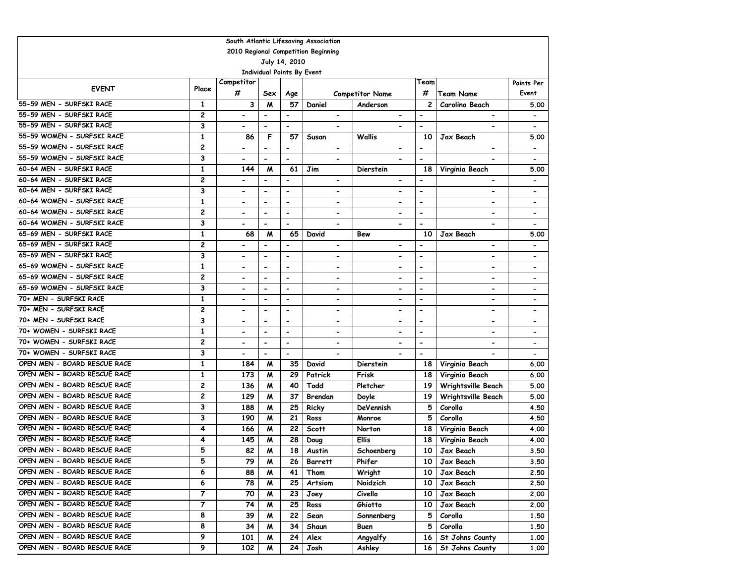South Atlantic Lifesaving Association

2010 Regional Competition Beginning

July 14, 2010

Individual Points By Event

| EVENT | Place | Competitor # | Sex | Age | Competitor Name | | Team # | Team Name | Points Per Event |
|---|---|---|---|---|---|---|---|---|---|
| 55-59 MEN - SURFSKI RACE | 1 | 3 | M | 57 | Daniel | Anderson | 2 | Carolina Beach | 5.00 |
| 55-59 MEN - SURFSKI RACE | 2 | - | - | - | - | - | - | - | - |
| 55-59 MEN - SURFSKI RACE | 3 | - | - | - | - | - | - | - | - |
| 55-59 WOMEN - SURFSKI RACE | 1 | 86 | F | 57 | Susan | Wallis | 10 | Jax Beach | 5.00 |
| 55-59 WOMEN - SURFSKI RACE | 2 | - | - | - | - | - | - | - | - |
| 55-59 WOMEN - SURFSKI RACE | 3 | - | - | - | - | - | - | - | - |
| 60-64 MEN - SURFSKI RACE | 1 | 144 | M | 61 | Jim | Dierstein | 18 | Virginia Beach | 5.00 |
| 60-64 MEN - SURFSKI RACE | 2 | - | - | - | - | - | - | - | - |
| 60-64 MEN - SURFSKI RACE | 3 | - | - | - | - | - | - | - | - |
| 60-64 WOMEN - SURFSKI RACE | 1 | - | - | - | - | - | - | - | - |
| 60-64 WOMEN - SURFSKI RACE | 2 | - | - | - | - | - | - | - | - |
| 60-64 WOMEN - SURFSKI RACE | 3 | - | - | - | - | - | - | - | - |
| 65-69 MEN - SURFSKI RACE | 1 | 68 | M | 65 | David | Bew | 10 | Jax Beach | 5.00 |
| 65-69 MEN - SURFSKI RACE | 2 | - | - | - | - | - | - | - | - |
| 65-69 MEN - SURFSKI RACE | 3 | - | - | - | - | - | - | - | - |
| 65-69 WOMEN - SURFSKI RACE | 1 | - | - | - | - | - | - | - | - |
| 65-69 WOMEN - SURFSKI RACE | 2 | - | - | - | - | - | - | - | - |
| 65-69 WOMEN - SURFSKI RACE | 3 | - | - | - | - | - | - | - | - |
| 70+ MEN - SURFSKI RACE | 1 | - | - | - | - | - | - | - | - |
| 70+ MEN - SURFSKI RACE | 2 | - | - | - | - | - | - | - | - |
| 70+ MEN - SURFSKI RACE | 3 | - | - | - | - | - | - | - | - |
| 70+ WOMEN - SURFSKI RACE | 1 | - | - | - | - | - | - | - | - |
| 70+ WOMEN - SURFSKI RACE | 2 | - | - | - | - | - | - | - | - |
| 70+ WOMEN - SURFSKI RACE | 3 | - | - | - | - | - | - | - | - |
| OPEN MEN - BOARD RESCUE RACE | 1 | 184 | M | 35 | David | Dierstein | 18 | Virginia Beach | 6.00 |
| OPEN MEN - BOARD RESCUE RACE | 1 | 173 | M | 29 | Patrick | Frisk | 18 | Virginia Beach | 6.00 |
| OPEN MEN - BOARD RESCUE RACE | 2 | 136 | M | 40 | Todd | Pletcher | 19 | Wrightsville Beach | 5.00 |
| OPEN MEN - BOARD RESCUE RACE | 2 | 129 | M | 37 | Brendan | Doyle | 19 | Wrightsville Beach | 5.00 |
| OPEN MEN - BOARD RESCUE RACE | 3 | 188 | M | 25 | Ricky | DeVennish | 5 | Corolla | 4.50 |
| OPEN MEN - BOARD RESCUE RACE | 3 | 190 | M | 21 | Ross | Monroe | 5 | Corolla | 4.50 |
| OPEN MEN - BOARD RESCUE RACE | 4 | 166 | M | 22 | Scott | Norton | 18 | Virginia Beach | 4.00 |
| OPEN MEN - BOARD RESCUE RACE | 4 | 145 | M | 28 | Doug | Ellis | 18 | Virginia Beach | 4.00 |
| OPEN MEN - BOARD RESCUE RACE | 5 | 82 | M | 18 | Austin | Schoenberg | 10 | Jax Beach | 3.50 |
| OPEN MEN - BOARD RESCUE RACE | 5 | 79 | M | 26 | Barrett | Phifer | 10 | Jax Beach | 3.50 |
| OPEN MEN - BOARD RESCUE RACE | 6 | 88 | M | 41 | Thom | Wright | 10 | Jax Beach | 2.50 |
| OPEN MEN - BOARD RESCUE RACE | 6 | 78 | M | 25 | Artsiom | Naidzich | 10 | Jax Beach | 2.50 |
| OPEN MEN - BOARD RESCUE RACE | 7 | 70 | M | 23 | Joey | Civello | 10 | Jax Beach | 2.00 |
| OPEN MEN - BOARD RESCUE RACE | 7 | 74 | M | 25 | Ross | Ghiotto | 10 | Jax Beach | 2.00 |
| OPEN MEN - BOARD RESCUE RACE | 8 | 39 | M | 22 | Sean | Sonnenberg | 5 | Corolla | 1.50 |
| OPEN MEN - BOARD RESCUE RACE | 8 | 34 | M | 34 | Shaun | Buen | 5 | Corolla | 1.50 |
| OPEN MEN - BOARD RESCUE RACE | 9 | 101 | M | 24 | Alex | Angyalfy | 16 | St Johns County | 1.00 |
| OPEN MEN - BOARD RESCUE RACE | 9 | 102 | M | 24 | Josh | Ashley | 16 | St Johns County | 1.00 |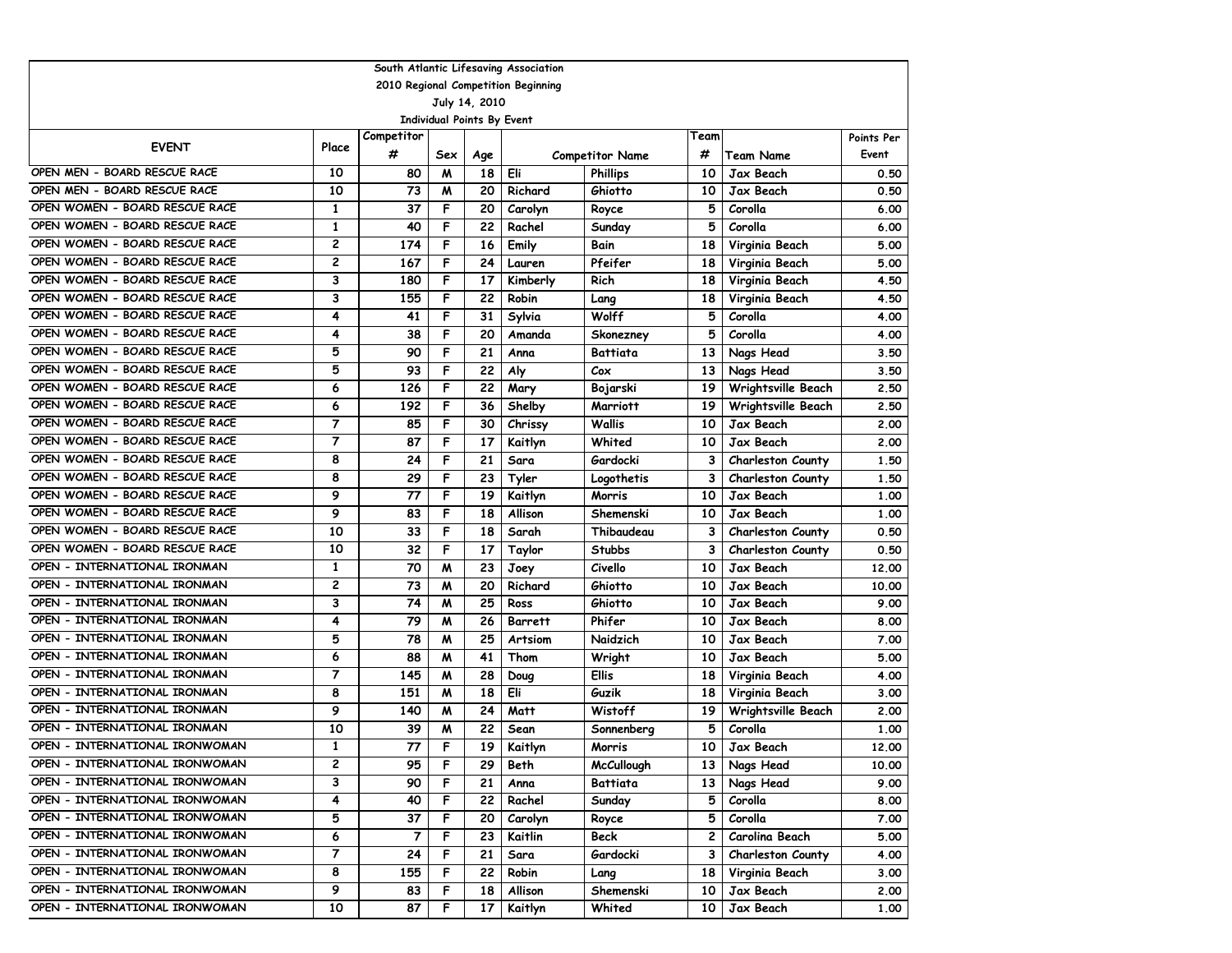South Atlantic Lifesaving Association

2010 Regional Competition Beginning

July 14, 2010

Individual Points By Event

| EVENT | Place | Competitor # | Sex | Age | Competitor Name | | Team # | Team Name | Points Per Event |
|---|---|---|---|---|---|---|---|---|---|
| OPEN MEN - BOARD RESCUE RACE | 10 | 80 | M | 18 | Eli | Phillips | 10 | Jax Beach | 0.50 |
| OPEN MEN - BOARD RESCUE RACE | 10 | 73 | M | 20 | Richard | Ghiotto | 10 | Jax Beach | 0.50 |
| OPEN WOMEN - BOARD RESCUE RACE | 1 | 37 | F | 20 | Carolyn | Royce | 5 | Corolla | 6.00 |
| OPEN WOMEN - BOARD RESCUE RACE | 1 | 40 | F | 22 | Rachel | Sunday | 5 | Corolla | 6.00 |
| OPEN WOMEN - BOARD RESCUE RACE | 2 | 174 | F | 16 | Emily | Bain | 18 | Virginia Beach | 5.00 |
| OPEN WOMEN - BOARD RESCUE RACE | 2 | 167 | F | 24 | Lauren | Pfeifer | 18 | Virginia Beach | 5.00 |
| OPEN WOMEN - BOARD RESCUE RACE | 3 | 180 | F | 17 | Kimberly | Rich | 18 | Virginia Beach | 4.50 |
| OPEN WOMEN - BOARD RESCUE RACE | 3 | 155 | F | 22 | Robin | Lang | 18 | Virginia Beach | 4.50 |
| OPEN WOMEN - BOARD RESCUE RACE | 4 | 41 | F | 31 | Sylvia | Wolff | 5 | Corolla | 4.00 |
| OPEN WOMEN - BOARD RESCUE RACE | 4 | 38 | F | 20 | Amanda | Skonezney | 5 | Corolla | 4.00 |
| OPEN WOMEN - BOARD RESCUE RACE | 5 | 90 | F | 21 | Anna | Battiata | 13 | Nags Head | 3.50 |
| OPEN WOMEN - BOARD RESCUE RACE | 5 | 93 | F | 22 | Aly | Cox | 13 | Nags Head | 3.50 |
| OPEN WOMEN - BOARD RESCUE RACE | 6 | 126 | F | 22 | Mary | Bojarski | 19 | Wrightsville Beach | 2.50 |
| OPEN WOMEN - BOARD RESCUE RACE | 6 | 192 | F | 36 | Shelby | Marriott | 19 | Wrightsville Beach | 2.50 |
| OPEN WOMEN - BOARD RESCUE RACE | 7 | 85 | F | 30 | Chrissy | Wallis | 10 | Jax Beach | 2.00 |
| OPEN WOMEN - BOARD RESCUE RACE | 7 | 87 | F | 17 | Kaitlyn | Whited | 10 | Jax Beach | 2.00 |
| OPEN WOMEN - BOARD RESCUE RACE | 8 | 24 | F | 21 | Sara | Gardocki | 3 | Charleston County | 1.50 |
| OPEN WOMEN - BOARD RESCUE RACE | 8 | 29 | F | 23 | Tyler | Logothetis | 3 | Charleston County | 1.50 |
| OPEN WOMEN - BOARD RESCUE RACE | 9 | 77 | F | 19 | Kaitlyn | Morris | 10 | Jax Beach | 1.00 |
| OPEN WOMEN - BOARD RESCUE RACE | 9 | 83 | F | 18 | Allison | Shemenski | 10 | Jax Beach | 1.00 |
| OPEN WOMEN - BOARD RESCUE RACE | 10 | 33 | F | 18 | Sarah | Thibaudeau | 3 | Charleston County | 0.50 |
| OPEN WOMEN - BOARD RESCUE RACE | 10 | 32 | F | 17 | Taylor | Stubbs | 3 | Charleston County | 0.50 |
| OPEN - INTERNATIONAL IRONMAN | 1 | 70 | M | 23 | Joey | Civello | 10 | Jax Beach | 12.00 |
| OPEN - INTERNATIONAL IRONMAN | 2 | 73 | M | 20 | Richard | Ghiotto | 10 | Jax Beach | 10.00 |
| OPEN - INTERNATIONAL IRONMAN | 3 | 74 | M | 25 | Ross | Ghiotto | 10 | Jax Beach | 9.00 |
| OPEN - INTERNATIONAL IRONMAN | 4 | 79 | M | 26 | Barrett | Phifer | 10 | Jax Beach | 8.00 |
| OPEN - INTERNATIONAL IRONMAN | 5 | 78 | M | 25 | Artsiom | Naidzich | 10 | Jax Beach | 7.00 |
| OPEN - INTERNATIONAL IRONMAN | 6 | 88 | M | 41 | Thom | Wright | 10 | Jax Beach | 5.00 |
| OPEN - INTERNATIONAL IRONMAN | 7 | 145 | M | 28 | Doug | Ellis | 18 | Virginia Beach | 4.00 |
| OPEN - INTERNATIONAL IRONMAN | 8 | 151 | M | 18 | Eli | Guzik | 18 | Virginia Beach | 3.00 |
| OPEN - INTERNATIONAL IRONMAN | 9 | 140 | M | 24 | Matt | Wistoff | 19 | Wrightsville Beach | 2.00 |
| OPEN - INTERNATIONAL IRONMAN | 10 | 39 | M | 22 | Sean | Sonnenberg | 5 | Corolla | 1.00 |
| OPEN - INTERNATIONAL IRONWOMAN | 1 | 77 | F | 19 | Kaitlyn | Morris | 10 | Jax Beach | 12.00 |
| OPEN - INTERNATIONAL IRONWOMAN | 2 | 95 | F | 29 | Beth | McCullough | 13 | Nags Head | 10.00 |
| OPEN - INTERNATIONAL IRONWOMAN | 3 | 90 | F | 21 | Anna | Battiata | 13 | Nags Head | 9.00 |
| OPEN - INTERNATIONAL IRONWOMAN | 4 | 40 | F | 22 | Rachel | Sunday | 5 | Corolla | 8.00 |
| OPEN - INTERNATIONAL IRONWOMAN | 5 | 37 | F | 20 | Carolyn | Royce | 5 | Corolla | 7.00 |
| OPEN - INTERNATIONAL IRONWOMAN | 6 | 7 | F | 23 | Kaitlin | Beck | 2 | Carolina Beach | 5.00 |
| OPEN - INTERNATIONAL IRONWOMAN | 7 | 24 | F | 21 | Sara | Gardocki | 3 | Charleston County | 4.00 |
| OPEN - INTERNATIONAL IRONWOMAN | 8 | 155 | F | 22 | Robin | Lang | 18 | Virginia Beach | 3.00 |
| OPEN - INTERNATIONAL IRONWOMAN | 9 | 83 | F | 18 | Allison | Shemenski | 10 | Jax Beach | 2.00 |
| OPEN - INTERNATIONAL IRONWOMAN | 10 | 87 | F | 17 | Kaitlyn | Whited | 10 | Jax Beach | 1.00 |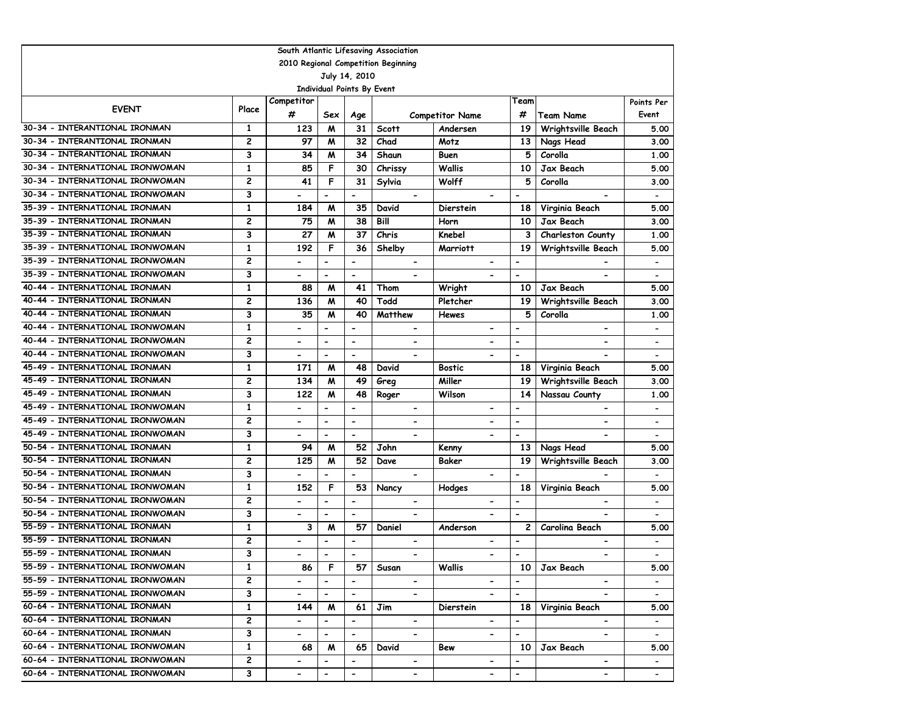South Atlantic Lifesaving Association

2010 Regional Competition Beginning

July 14, 2010

Individual Points By Event

| EVENT | Place | Competitor # | Sex | Age | Competitor Name | | Team # | Team Name | Points Per Event |
|---|---|---|---|---|---|---|---|---|---|
| 30-34 - INTERANTIONAL IRONMAN | 1 | 123 | M | 31 | Scott | Andersen | 19 | Wrightsville Beach | 5.00 |
| 30-34 - INTERANTIONAL IRONMAN | 2 | 97 | M | 32 | Chad | Motz | 13 | Nags Head | 3.00 |
| 30-34 - INTERANTIONAL IRONMAN | 3 | 34 | M | 34 | Shaun | Buen | 5 | Corolla | 1.00 |
| 30-34 - INTERNATIONAL IRONWOMAN | 1 | 85 | F | 30 | Chrissy | Wallis | 10 | Jax Beach | 5.00 |
| 30-34 - INTERNATIONAL IRONWOMAN | 2 | 41 | F | 31 | Sylvia | Wolff | 5 | Corolla | 3.00 |
| 30-34 - INTERNATIONAL IRONWOMAN | 3 | - | - | - | - | - | - | - | - |
| 35-39 - INTERNATIONAL IRONMAN | 1 | 184 | M | 35 | David | Dierstein | 18 | Virginia Beach | 5.00 |
| 35-39 - INTERNATIONAL IRONMAN | 2 | 75 | M | 38 | Bill | Horn | 10 | Jax Beach | 3.00 |
| 35-39 - INTERNATIONAL IRONMAN | 3 | 27 | M | 37 | Chris | Knebel | 3 | Charleston County | 1.00 |
| 35-39 - INTERNATIONAL IRONWOMAN | 1 | 192 | F | 36 | Shelby | Marriott | 19 | Wrightsville Beach | 5.00 |
| 35-39 - INTERNATIONAL IRONWOMAN | 2 | - | - | - | - | - | - | - | - |
| 35-39 - INTERNATIONAL IRONWOMAN | 3 | - | - | - | - | - | - | - | - |
| 40-44 - INTERNATIONAL IRONMAN | 1 | 88 | M | 41 | Thom | Wright | 10 | Jax Beach | 5.00 |
| 40-44 - INTERNATIONAL IRONMAN | 2 | 136 | M | 40 | Todd | Pletcher | 19 | Wrightsville Beach | 3.00 |
| 40-44 - INTERNATIONAL IRONMAN | 3 | 35 | M | 40 | Matthew | Hewes | 5 | Corolla | 1.00 |
| 40-44 - INTERNATIONAL IRONWOMAN | 1 | - | - | - | - | - | - | - | - |
| 40-44 - INTERNATIONAL IRONWOMAN | 2 | - | - | - | - | - | - | - | - |
| 40-44 - INTERNATIONAL IRONWOMAN | 3 | - | - | - | - | - | - | - | - |
| 45-49 - INTERNATIONAL IRONMAN | 1 | 171 | M | 48 | David | Bostic | 18 | Virginia Beach | 5.00 |
| 45-49 - INTERNATIONAL IRONMAN | 2 | 134 | M | 49 | Greg | Miller | 19 | Wrightsville Beach | 3.00 |
| 45-49 - INTERNATIONAL IRONMAN | 3 | 122 | M | 48 | Roger | Wilson | 14 | Nassau County | 1.00 |
| 45-49 - INTERNATIONAL IRONWOMAN | 1 | - | - | - | - | - | - | - | - |
| 45-49 - INTERNATIONAL IRONWOMAN | 2 | - | - | - | - | - | - | - | - |
| 45-49 - INTERNATIONAL IRONWOMAN | 3 | - | - | - | - | - | - | - | - |
| 50-54 - INTERNATIONAL IRONMAN | 1 | 94 | M | 52 | John | Kenny | 13 | Nags Head | 5.00 |
| 50-54 - INTERNATIONAL IRONMAN | 2 | 125 | M | 52 | Dave | Baker | 19 | Wrightsville Beach | 3.00 |
| 50-54 - INTERNATIONAL IRONMAN | 3 | - | - | - | - | - | - | - | - |
| 50-54 - INTERNATIONAL IRONWOMAN | 1 | 152 | F | 53 | Nancy | Hodges | 18 | Virginia Beach | 5.00 |
| 50-54 - INTERNATIONAL IRONWOMAN | 2 | - | - | - | - | - | - | - | - |
| 50-54 - INTERNATIONAL IRONWOMAN | 3 | - | - | - | - | - | - | - | - |
| 55-59 - INTERNATIONAL IRONMAN | 1 | 3 | M | 57 | Daniel | Anderson | 2 | Carolina Beach | 5.00 |
| 55-59 - INTERNATIONAL IRONMAN | 2 | - | - | - | - | - | - | - | - |
| 55-59 - INTERNATIONAL IRONMAN | 3 | - | - | - | - | - | - | - | - |
| 55-59 - INTERNATIONAL IRONWOMAN | 1 | 86 | F | 57 | Susan | Wallis | 10 | Jax Beach | 5.00 |
| 55-59 - INTERNATIONAL IRONWOMAN | 2 | - | - | - | - | - | - | - | - |
| 55-59 - INTERNATIONAL IRONWOMAN | 3 | - | - | - | - | - | - | - | - |
| 60-64 - INTERNATIONAL IRONMAN | 1 | 144 | M | 61 | Jim | Dierstein | 18 | Virginia Beach | 5.00 |
| 60-64 - INTERNATIONAL IRONMAN | 2 | - | - | - | - | - | - | - | - |
| 60-64 - INTERNATIONAL IRONMAN | 3 | - | - | - | - | - | - | - | - |
| 60-64 - INTERNATIONAL IRONWOMAN | 1 | 68 | M | 65 | David | Bew | 10 | Jax Beach | 5.00 |
| 60-64 - INTERNATIONAL IRONWOMAN | 2 | - | - | - | - | - | - | - | - |
| 60-64 - INTERNATIONAL IRONWOMAN | 3 | - | - | - | - | - | - | - | - |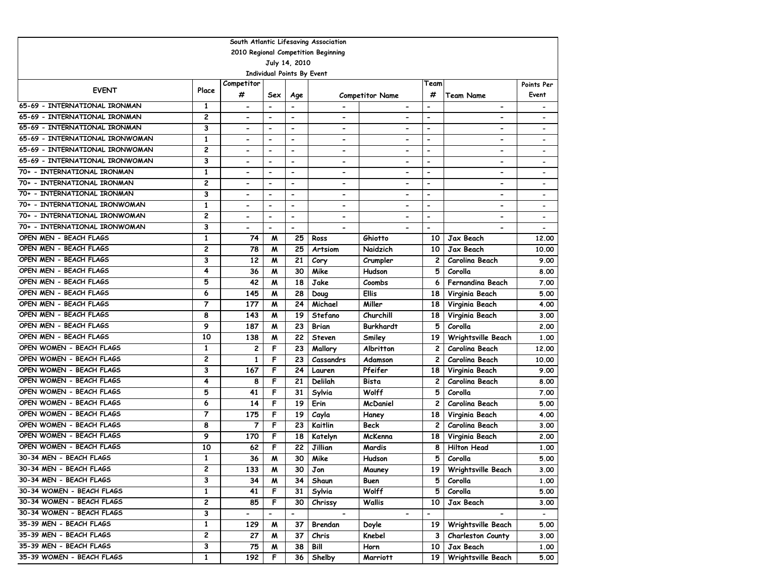South Atlantic Lifesaving Association
2010 Regional Competition Beginning
July 14, 2010
Individual Points By Event

| EVENT | Place | Competitor # | Sex | Age | Competitor Name | | Team # | Team Name | Points Per Event |
|---|---|---|---|---|---|---|---|---|---|
| 65-69 - INTERNATIONAL IRONMAN | 1 | - | - | - | - | - | - | - | - |
| 65-69 - INTERNATIONAL IRONMAN | 2 | - | - | - | - | - | - | - | - |
| 65-69 - INTERNATIONAL IRONMAN | 3 | - | - | - | - | - | - | - | - |
| 65-69 - INTERNATIONAL IRONWOMAN | 1 | - | - | - | - | - | - | - | - |
| 65-69 - INTERNATIONAL IRONWOMAN | 2 | - | - | - | - | - | - | - | - |
| 65-69 - INTERNATIONAL IRONWOMAN | 3 | - | - | - | - | - | - | - | - |
| 70+ - INTERNATIONAL IRONMAN | 1 | - | - | - | - | - | - | - | - |
| 70+ - INTERNATIONAL IRONMAN | 2 | - | - | - | - | - | - | - | - |
| 70+ - INTERNATIONAL IRONMAN | 3 | - | - | - | - | - | - | - | - |
| 70+ - INTERNATIONAL IRONWOMAN | 1 | - | - | - | - | - | - | - | - |
| 70+ - INTERNATIONAL IRONWOMAN | 2 | - | - | - | - | - | - | - | - |
| 70+ - INTERNATIONAL IRONWOMAN | 3 | - | - | - | - | - | - | - | - |
| OPEN MEN - BEACH FLAGS | 1 | 74 | M | 25 | Ross | Ghiotto | 10 | Jax Beach | 12.00 |
| OPEN MEN - BEACH FLAGS | 2 | 78 | M | 25 | Artsiom | Naidzich | 10 | Jax Beach | 10.00 |
| OPEN MEN - BEACH FLAGS | 3 | 12 | M | 21 | Cory | Crumpler | 2 | Carolina Beach | 9.00 |
| OPEN MEN - BEACH FLAGS | 4 | 36 | M | 30 | Mike | Hudson | 5 | Corolla | 8.00 |
| OPEN MEN - BEACH FLAGS | 5 | 42 | M | 18 | Jake | Coombs | 6 | Fernandina Beach | 7.00 |
| OPEN MEN - BEACH FLAGS | 6 | 145 | M | 28 | Doug | Ellis | 18 | Virginia Beach | 5.00 |
| OPEN MEN - BEACH FLAGS | 7 | 177 | M | 24 | Michael | Miller | 18 | Virginia Beach | 4.00 |
| OPEN MEN - BEACH FLAGS | 8 | 143 | M | 19 | Stefano | Churchill | 18 | Virginia Beach | 3.00 |
| OPEN MEN - BEACH FLAGS | 9 | 187 | M | 23 | Brian | Burkhardt | 5 | Corolla | 2.00 |
| OPEN MEN - BEACH FLAGS | 10 | 138 | M | 22 | Steven | Smiley | 19 | Wrightsville Beach | 1.00 |
| OPEN WOMEN - BEACH FLAGS | 1 | 2 | F | 23 | Mallory | Albritton | 2 | Carolina Beach | 12.00 |
| OPEN WOMEN - BEACH FLAGS | 2 | 1 | F | 23 | Cassandrs | Adamson | 2 | Carolina Beach | 10.00 |
| OPEN WOMEN - BEACH FLAGS | 3 | 167 | F | 24 | Lauren | Pfeifer | 18 | Virginia Beach | 9.00 |
| OPEN WOMEN - BEACH FLAGS | 4 | 8 | F | 21 | Delilah | Bista | 2 | Carolina Beach | 8.00 |
| OPEN WOMEN - BEACH FLAGS | 5 | 41 | F | 31 | Sylvia | Wolff | 5 | Corolla | 7.00 |
| OPEN WOMEN - BEACH FLAGS | 6 | 14 | F | 19 | Erin | McDaniel | 2 | Carolina Beach | 5.00 |
| OPEN WOMEN - BEACH FLAGS | 7 | 175 | F | 19 | Cayla | Haney | 18 | Virginia Beach | 4.00 |
| OPEN WOMEN - BEACH FLAGS | 8 | 7 | F | 23 | Kaitlin | Beck | 2 | Carolina Beach | 3.00 |
| OPEN WOMEN - BEACH FLAGS | 9 | 170 | F | 18 | Katelyn | McKenna | 18 | Virginia Beach | 2.00 |
| OPEN WOMEN - BEACH FLAGS | 10 | 62 | F | 22 | Jillian | Mardis | 8 | Hilton Head | 1.00 |
| 30-34 MEN - BEACH FLAGS | 1 | 36 | M | 30 | Mike | Hudson | 5 | Corolla | 5.00 |
| 30-34 MEN - BEACH FLAGS | 2 | 133 | M | 30 | Jon | Mauney | 19 | Wrightsville Beach | 3.00 |
| 30-34 MEN - BEACH FLAGS | 3 | 34 | M | 34 | Shaun | Buen | 5 | Corolla | 1.00 |
| 30-34 WOMEN - BEACH FLAGS | 1 | 41 | F | 31 | Sylvia | Wolff | 5 | Corolla | 5.00 |
| 30-34 WOMEN - BEACH FLAGS | 2 | 85 | F | 30 | Chrissy | Wallis | 10 | Jax Beach | 3.00 |
| 30-34 WOMEN - BEACH FLAGS | 3 | - | - | - | - | - | - | - | - |
| 35-39 MEN - BEACH FLAGS | 1 | 129 | M | 37 | Brendan | Doyle | 19 | Wrightsville Beach | 5.00 |
| 35-39 MEN - BEACH FLAGS | 2 | 27 | M | 37 | Chris | Knebel | 3 | Charleston County | 3.00 |
| 35-39 MEN - BEACH FLAGS | 3 | 75 | M | 38 | Bill | Horn | 10 | Jax Beach | 1.00 |
| 35-39 WOMEN - BEACH FLAGS | 1 | 192 | F | 36 | Shelby | Marriott | 19 | Wrightsville Beach | 5.00 |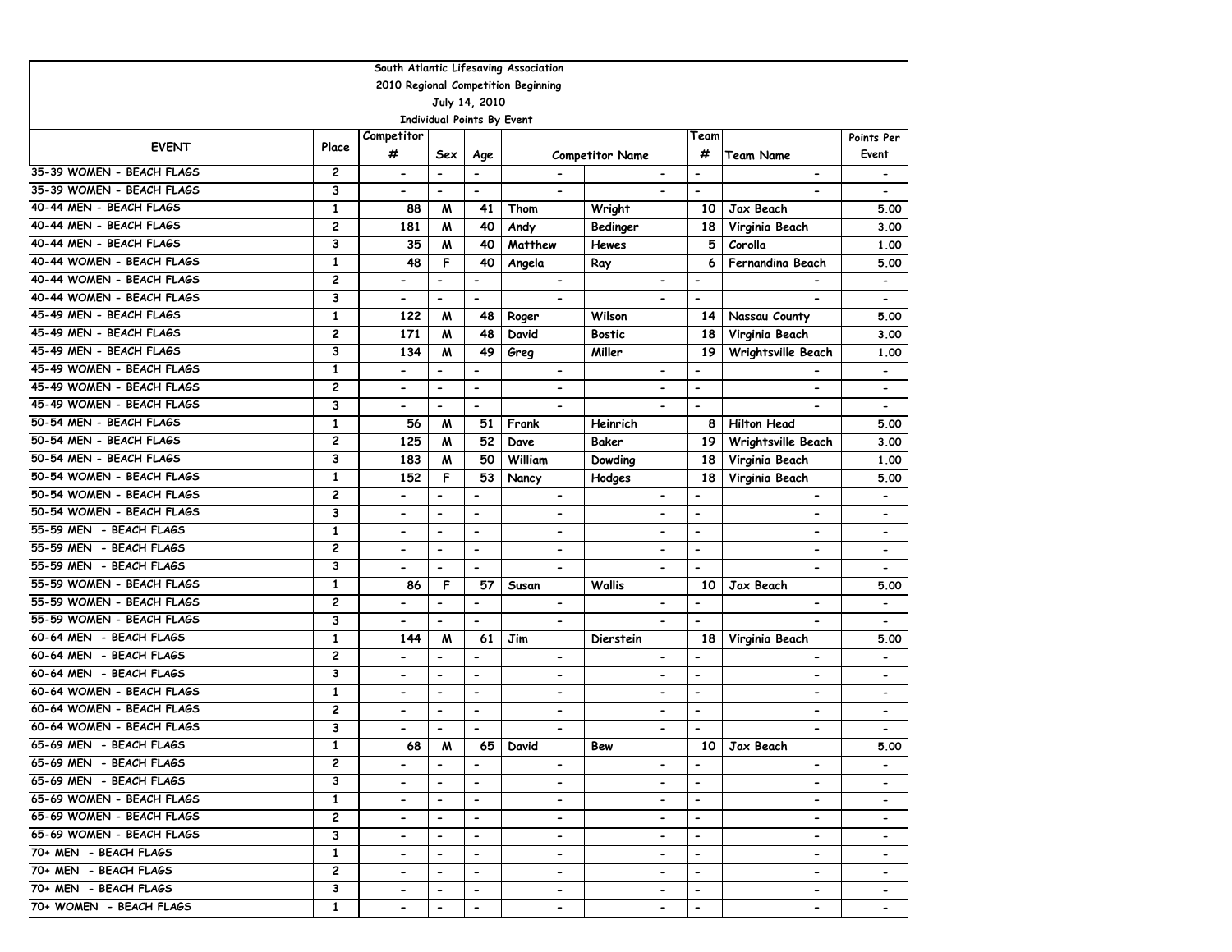| South Atlantic Lifesaving Association | | | | | | | | | |
|---|---|---|---|---|---|---|---|---|---|
| 2010 Regional Competition Beginning | | | | | | | | | |
| July 14, 2010 | | | | | | | | | |
| Individual Points By Event | | | | | | | | | |
| EVENT | Place | Competitor # | Sex | Age | Competitor Name | | Team # | Team Name | Points Per Event |
| 35-39 WOMEN - BEACH FLAGS | 2 | - | - | - | - | - | - | - | - |
| 35-39 WOMEN - BEACH FLAGS | 3 | - | - | - | - | - | - | - | - |
| 40-44 MEN - BEACH FLAGS | 1 | 88 | M | 41 | Thom | Wright | 10 | Jax Beach | 5.00 |
| 40-44 MEN - BEACH FLAGS | 2 | 181 | M | 40 | Andy | Bedinger | 18 | Virginia Beach | 3.00 |
| 40-44 MEN - BEACH FLAGS | 3 | 35 | M | 40 | Matthew | Hewes | 5 | Corolla | 1.00 |
| 40-44 WOMEN - BEACH FLAGS | 1 | 48 | F | 40 | Angela | Ray | 6 | Fernandina Beach | 5.00 |
| 40-44 WOMEN - BEACH FLAGS | 2 | - | - | - | - | - | - | - | - |
| 40-44 WOMEN - BEACH FLAGS | 3 | - | - | - | - | - | - | - | - |
| 45-49 MEN - BEACH FLAGS | 1 | 122 | M | 48 | Roger | Wilson | 14 | Nassau County | 5.00 |
| 45-49 MEN - BEACH FLAGS | 2 | 171 | M | 48 | David | Bostic | 18 | Virginia Beach | 3.00 |
| 45-49 MEN - BEACH FLAGS | 3 | 134 | M | 49 | Greg | Miller | 19 | Wrightsville Beach | 1.00 |
| 45-49 WOMEN - BEACH FLAGS | 1 | - | - | - | - | - | - | - | - |
| 45-49 WOMEN - BEACH FLAGS | 2 | - | - | - | - | - | - | - | - |
| 45-49 WOMEN - BEACH FLAGS | 3 | - | - | - | - | - | - | - | - |
| 50-54 MEN - BEACH FLAGS | 1 | 56 | M | 51 | Frank | Heinrich | 8 | Hilton Head | 5.00 |
| 50-54 MEN - BEACH FLAGS | 2 | 125 | M | 52 | Dave | Baker | 19 | Wrightsville Beach | 3.00 |
| 50-54 MEN - BEACH FLAGS | 3 | 183 | M | 50 | William | Dowding | 18 | Virginia Beach | 1.00 |
| 50-54 WOMEN - BEACH FLAGS | 1 | 152 | F | 53 | Nancy | Hodges | 18 | Virginia Beach | 5.00 |
| 50-54 WOMEN - BEACH FLAGS | 2 | - | - | - | - | - | - | - | - |
| 50-54 WOMEN - BEACH FLAGS | 3 | - | - | - | - | - | - | - | - |
| 55-59 MEN - BEACH FLAGS | 1 | - | - | - | - | - | - | - | - |
| 55-59 MEN - BEACH FLAGS | 2 | - | - | - | - | - | - | - | - |
| 55-59 MEN - BEACH FLAGS | 3 | - | - | - | - | - | - | - | - |
| 55-59 WOMEN - BEACH FLAGS | 1 | 86 | F | 57 | Susan | Wallis | 10 | Jax Beach | 5.00 |
| 55-59 WOMEN - BEACH FLAGS | 2 | - | - | - | - | - | - | - | - |
| 55-59 WOMEN - BEACH FLAGS | 3 | - | - | - | - | - | - | - | - |
| 60-64 MEN - BEACH FLAGS | 1 | 144 | M | 61 | Jim | Dierstein | 18 | Virginia Beach | 5.00 |
| 60-64 MEN - BEACH FLAGS | 2 | - | - | - | - | - | - | - | - |
| 60-64 MEN - BEACH FLAGS | 3 | - | - | - | - | - | - | - | - |
| 60-64 WOMEN - BEACH FLAGS | 1 | - | - | - | - | - | - | - | - |
| 60-64 WOMEN - BEACH FLAGS | 2 | - | - | - | - | - | - | - | - |
| 60-64 WOMEN - BEACH FLAGS | 3 | - | - | - | - | - | - | - | - |
| 65-69 MEN - BEACH FLAGS | 1 | 68 | M | 65 | David | Bew | 10 | Jax Beach | 5.00 |
| 65-69 MEN - BEACH FLAGS | 2 | - | - | - | - | - | - | - | - |
| 65-69 MEN - BEACH FLAGS | 3 | - | - | - | - | - | - | - | - |
| 65-69 WOMEN - BEACH FLAGS | 1 | - | - | - | - | - | - | - | - |
| 65-69 WOMEN - BEACH FLAGS | 2 | - | - | - | - | - | - | - | - |
| 65-69 WOMEN - BEACH FLAGS | 3 | - | - | - | - | - | - | - | - |
| 70+ MEN - BEACH FLAGS | 1 | - | - | - | - | - | - | - | - |
| 70+ MEN - BEACH FLAGS | 2 | - | - | - | - | - | - | - | - |
| 70+ MEN - BEACH FLAGS | 3 | - | - | - | - | - | - | - | - |
| 70+ WOMEN - BEACH FLAGS | 1 | - | - | - | - | - | - | - | - |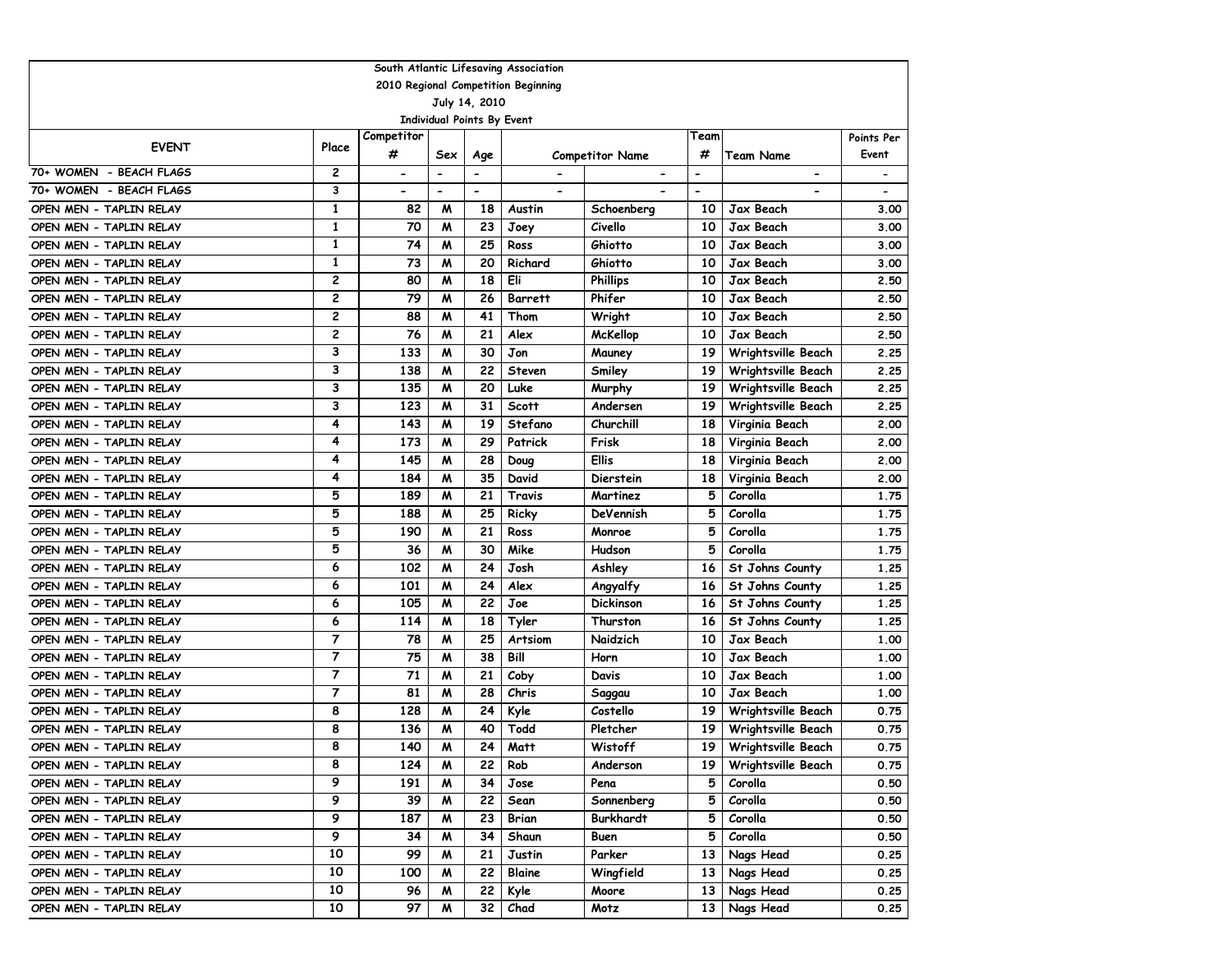South Atlantic Lifesaving Association

2010 Regional Competition Beginning

July 14, 2010

Individual Points By Event

| EVENT | Place | Competitor # | Sex | Age | Competitor Name | | Team # | Team Name | Points Per Event |
|---|---|---|---|---|---|---|---|---|---|
| 70+ WOMEN - BEACH FLAGS | 2 | - | - | - | - | - | - | - | - |
| 70+ WOMEN - BEACH FLAGS | 3 | - | - | - | - | - | - | - | - |
| OPEN MEN - TAPLIN RELAY | 1 | 82 | M | 18 | Austin | Schoenberg | 10 | Jax Beach | 3.00 |
| OPEN MEN - TAPLIN RELAY | 1 | 70 | M | 23 | Joey | Civello | 10 | Jax Beach | 3.00 |
| OPEN MEN - TAPLIN RELAY | 1 | 74 | M | 25 | Ross | Ghiotto | 10 | Jax Beach | 3.00 |
| OPEN MEN - TAPLIN RELAY | 1 | 73 | M | 20 | Richard | Ghiotto | 10 | Jax Beach | 3.00 |
| OPEN MEN - TAPLIN RELAY | 2 | 80 | M | 18 | Eli | Phillips | 10 | Jax Beach | 2.50 |
| OPEN MEN - TAPLIN RELAY | 2 | 79 | M | 26 | Barrett | Phifer | 10 | Jax Beach | 2.50 |
| OPEN MEN - TAPLIN RELAY | 2 | 88 | M | 41 | Thom | Wright | 10 | Jax Beach | 2.50 |
| OPEN MEN - TAPLIN RELAY | 2 | 76 | M | 21 | Alex | McKellop | 10 | Jax Beach | 2.50 |
| OPEN MEN - TAPLIN RELAY | 3 | 133 | M | 30 | Jon | Mauney | 19 | Wrightsville Beach | 2.25 |
| OPEN MEN - TAPLIN RELAY | 3 | 138 | M | 22 | Steven | Smiley | 19 | Wrightsville Beach | 2.25 |
| OPEN MEN - TAPLIN RELAY | 3 | 135 | M | 20 | Luke | Murphy | 19 | Wrightsville Beach | 2.25 |
| OPEN MEN - TAPLIN RELAY | 3 | 123 | M | 31 | Scott | Andersen | 19 | Wrightsville Beach | 2.25 |
| OPEN MEN - TAPLIN RELAY | 4 | 143 | M | 19 | Stefano | Churchill | 18 | Virginia Beach | 2.00 |
| OPEN MEN - TAPLIN RELAY | 4 | 173 | M | 29 | Patrick | Frisk | 18 | Virginia Beach | 2.00 |
| OPEN MEN - TAPLIN RELAY | 4 | 145 | M | 28 | Doug | Ellis | 18 | Virginia Beach | 2.00 |
| OPEN MEN - TAPLIN RELAY | 4 | 184 | M | 35 | David | Dierstein | 18 | Virginia Beach | 2.00 |
| OPEN MEN - TAPLIN RELAY | 5 | 189 | M | 21 | Travis | Martinez | 5 | Corolla | 1.75 |
| OPEN MEN - TAPLIN RELAY | 5 | 188 | M | 25 | Ricky | DeVennish | 5 | Corolla | 1.75 |
| OPEN MEN - TAPLIN RELAY | 5 | 190 | M | 21 | Ross | Monroe | 5 | Corolla | 1.75 |
| OPEN MEN - TAPLIN RELAY | 5 | 36 | M | 30 | Mike | Hudson | 5 | Corolla | 1.75 |
| OPEN MEN - TAPLIN RELAY | 6 | 102 | M | 24 | Josh | Ashley | 16 | St Johns County | 1.25 |
| OPEN MEN - TAPLIN RELAY | 6 | 101 | M | 24 | Alex | Angyalfy | 16 | St Johns County | 1.25 |
| OPEN MEN - TAPLIN RELAY | 6 | 105 | M | 22 | Joe | Dickinson | 16 | St Johns County | 1.25 |
| OPEN MEN - TAPLIN RELAY | 6 | 114 | M | 18 | Tyler | Thurston | 16 | St Johns County | 1.25 |
| OPEN MEN - TAPLIN RELAY | 7 | 78 | M | 25 | Artsiom | Naidzich | 10 | Jax Beach | 1.00 |
| OPEN MEN - TAPLIN RELAY | 7 | 75 | M | 38 | Bill | Horn | 10 | Jax Beach | 1.00 |
| OPEN MEN - TAPLIN RELAY | 7 | 71 | M | 21 | Coby | Davis | 10 | Jax Beach | 1.00 |
| OPEN MEN - TAPLIN RELAY | 7 | 81 | M | 28 | Chris | Saggau | 10 | Jax Beach | 1.00 |
| OPEN MEN - TAPLIN RELAY | 8 | 128 | M | 24 | Kyle | Costello | 19 | Wrightsville Beach | 0.75 |
| OPEN MEN - TAPLIN RELAY | 8 | 136 | M | 40 | Todd | Pletcher | 19 | Wrightsville Beach | 0.75 |
| OPEN MEN - TAPLIN RELAY | 8 | 140 | M | 24 | Matt | Wistoff | 19 | Wrightsville Beach | 0.75 |
| OPEN MEN - TAPLIN RELAY | 8 | 124 | M | 22 | Rob | Anderson | 19 | Wrightsville Beach | 0.75 |
| OPEN MEN - TAPLIN RELAY | 9 | 191 | M | 34 | Jose | Pena | 5 | Corolla | 0.50 |
| OPEN MEN - TAPLIN RELAY | 9 | 39 | M | 22 | Sean | Sonnenberg | 5 | Corolla | 0.50 |
| OPEN MEN - TAPLIN RELAY | 9 | 187 | M | 23 | Brian | Burkhardt | 5 | Corolla | 0.50 |
| OPEN MEN - TAPLIN RELAY | 9 | 34 | M | 34 | Shaun | Buen | 5 | Corolla | 0.50 |
| OPEN MEN - TAPLIN RELAY | 10 | 99 | M | 21 | Justin | Parker | 13 | Nags Head | 0.25 |
| OPEN MEN - TAPLIN RELAY | 10 | 100 | M | 22 | Blaine | Wingfield | 13 | Nags Head | 0.25 |
| OPEN MEN - TAPLIN RELAY | 10 | 96 | M | 22 | Kyle | Moore | 13 | Nags Head | 0.25 |
| OPEN MEN - TAPLIN RELAY | 10 | 97 | M | 32 | Chad | Motz | 13 | Nags Head | 0.25 |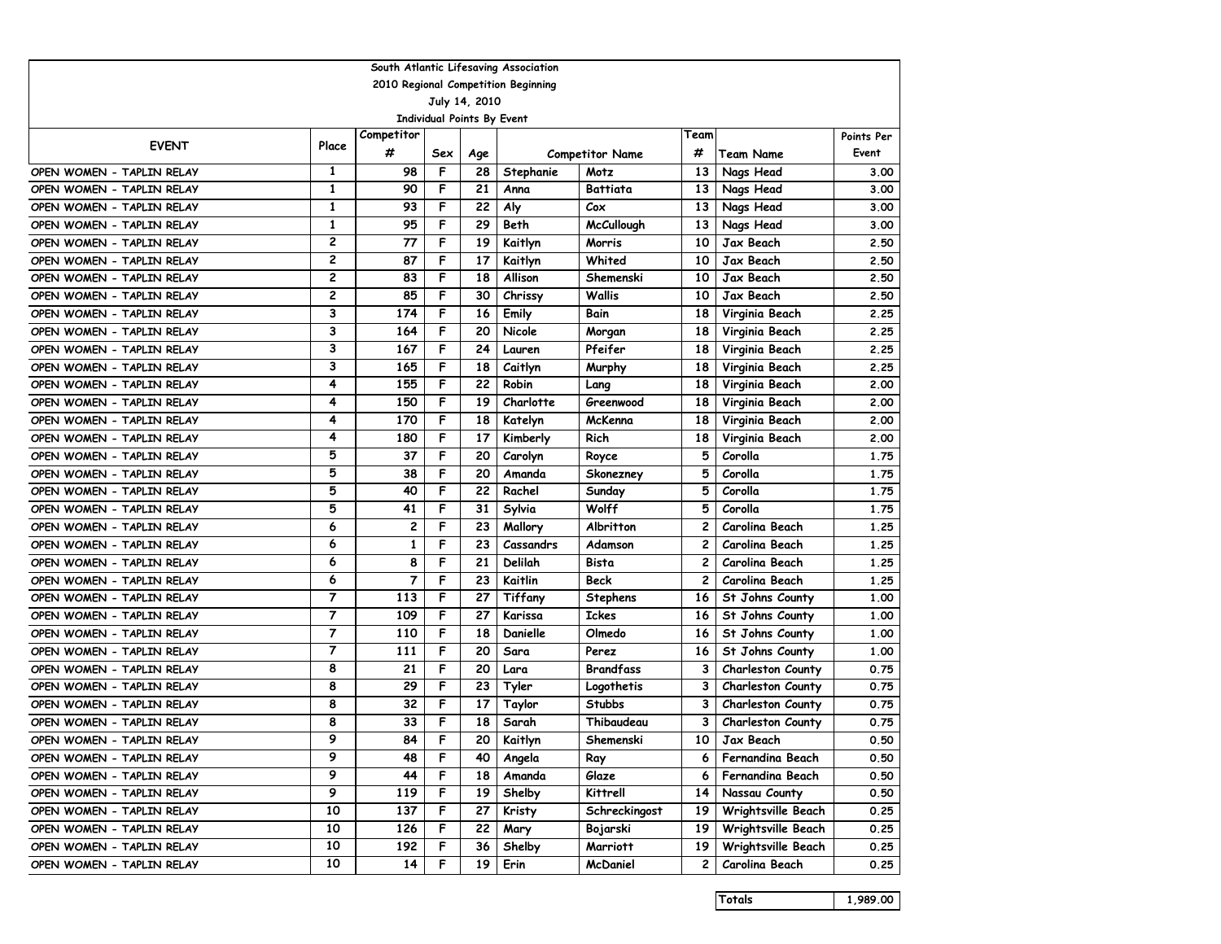South Atlantic Lifesaving Association

2010 Regional Competition Beginning

July 14, 2010

Individual Points By Event

| EVENT | Place | Competitor # | Sex | Age | Competitor Name | | Team # | Team Name | Points Per Event |
|---|---|---|---|---|---|---|---|---|---|
| OPEN WOMEN - TAPLIN RELAY | 1 | 98 | F | 28 | Stephanie | Motz | 13 | Nags Head | 3.00 |
| OPEN WOMEN - TAPLIN RELAY | 1 | 90 | F | 21 | Anna | Battiata | 13 | Nags Head | 3.00 |
| OPEN WOMEN - TAPLIN RELAY | 1 | 93 | F | 22 | Aly | Cox | 13 | Nags Head | 3.00 |
| OPEN WOMEN - TAPLIN RELAY | 1 | 95 | F | 29 | Beth | McCullough | 13 | Nags Head | 3.00 |
| OPEN WOMEN - TAPLIN RELAY | 2 | 77 | F | 19 | Kaitlyn | Morris | 10 | Jax Beach | 2.50 |
| OPEN WOMEN - TAPLIN RELAY | 2 | 87 | F | 17 | Kaitlyn | Whited | 10 | Jax Beach | 2.50 |
| OPEN WOMEN - TAPLIN RELAY | 2 | 83 | F | 18 | Allison | Shemenski | 10 | Jax Beach | 2.50 |
| OPEN WOMEN - TAPLIN RELAY | 2 | 85 | F | 30 | Chrissy | Wallis | 10 | Jax Beach | 2.50 |
| OPEN WOMEN - TAPLIN RELAY | 3 | 174 | F | 16 | Emily | Bain | 18 | Virginia Beach | 2.25 |
| OPEN WOMEN - TAPLIN RELAY | 3 | 164 | F | 20 | Nicole | Morgan | 18 | Virginia Beach | 2.25 |
| OPEN WOMEN - TAPLIN RELAY | 3 | 167 | F | 24 | Lauren | Pfeifer | 18 | Virginia Beach | 2.25 |
| OPEN WOMEN - TAPLIN RELAY | 3 | 165 | F | 18 | Caitlyn | Murphy | 18 | Virginia Beach | 2.25 |
| OPEN WOMEN - TAPLIN RELAY | 4 | 155 | F | 22 | Robin | Lang | 18 | Virginia Beach | 2.00 |
| OPEN WOMEN - TAPLIN RELAY | 4 | 150 | F | 19 | Charlotte | Greenwood | 18 | Virginia Beach | 2.00 |
| OPEN WOMEN - TAPLIN RELAY | 4 | 170 | F | 18 | Katelyn | McKenna | 18 | Virginia Beach | 2.00 |
| OPEN WOMEN - TAPLIN RELAY | 4 | 180 | F | 17 | Kimberly | Rich | 18 | Virginia Beach | 2.00 |
| OPEN WOMEN - TAPLIN RELAY | 5 | 37 | F | 20 | Carolyn | Royce | 5 | Corolla | 1.75 |
| OPEN WOMEN - TAPLIN RELAY | 5 | 38 | F | 20 | Amanda | Skonezney | 5 | Corolla | 1.75 |
| OPEN WOMEN - TAPLIN RELAY | 5 | 40 | F | 22 | Rachel | Sunday | 5 | Corolla | 1.75 |
| OPEN WOMEN - TAPLIN RELAY | 5 | 41 | F | 31 | Sylvia | Wolff | 5 | Corolla | 1.75 |
| OPEN WOMEN - TAPLIN RELAY | 6 | 2 | F | 23 | Mallory | Albritton | 2 | Carolina Beach | 1.25 |
| OPEN WOMEN - TAPLIN RELAY | 6 | 1 | F | 23 | Cassandrs | Adamson | 2 | Carolina Beach | 1.25 |
| OPEN WOMEN - TAPLIN RELAY | 6 | 8 | F | 21 | Delilah | Bista | 2 | Carolina Beach | 1.25 |
| OPEN WOMEN - TAPLIN RELAY | 6 | 7 | F | 23 | Kaitlin | Beck | 2 | Carolina Beach | 1.25 |
| OPEN WOMEN - TAPLIN RELAY | 7 | 113 | F | 27 | Tiffany | Stephens | 16 | St Johns County | 1.00 |
| OPEN WOMEN - TAPLIN RELAY | 7 | 109 | F | 27 | Karissa | Ickes | 16 | St Johns County | 1.00 |
| OPEN WOMEN - TAPLIN RELAY | 7 | 110 | F | 18 | Danielle | Olmedo | 16 | St Johns County | 1.00 |
| OPEN WOMEN - TAPLIN RELAY | 7 | 111 | F | 20 | Sara | Perez | 16 | St Johns County | 1.00 |
| OPEN WOMEN - TAPLIN RELAY | 8 | 21 | F | 20 | Lara | Brandfass | 3 | Charleston County | 0.75 |
| OPEN WOMEN - TAPLIN RELAY | 8 | 29 | F | 23 | Tyler | Logothetis | 3 | Charleston County | 0.75 |
| OPEN WOMEN - TAPLIN RELAY | 8 | 32 | F | 17 | Taylor | Stubbs | 3 | Charleston County | 0.75 |
| OPEN WOMEN - TAPLIN RELAY | 8 | 33 | F | 18 | Sarah | Thibaudeau | 3 | Charleston County | 0.75 |
| OPEN WOMEN - TAPLIN RELAY | 9 | 84 | F | 20 | Kaitlyn | Shemenski | 10 | Jax Beach | 0.50 |
| OPEN WOMEN - TAPLIN RELAY | 9 | 48 | F | 40 | Angela | Ray | 6 | Fernandina Beach | 0.50 |
| OPEN WOMEN - TAPLIN RELAY | 9 | 44 | F | 18 | Amanda | Glaze | 6 | Fernandina Beach | 0.50 |
| OPEN WOMEN - TAPLIN RELAY | 9 | 119 | F | 19 | Shelby | Kittrell | 14 | Nassau County | 0.50 |
| OPEN WOMEN - TAPLIN RELAY | 10 | 137 | F | 27 | Kristy | Schreckingost | 19 | Wrightsville Beach | 0.25 |
| OPEN WOMEN - TAPLIN RELAY | 10 | 126 | F | 22 | Mary | Bojarski | 19 | Wrightsville Beach | 0.25 |
| OPEN WOMEN - TAPLIN RELAY | 10 | 192 | F | 36 | Shelby | Marriott | 19 | Wrightsville Beach | 0.25 |
| OPEN WOMEN - TAPLIN RELAY | 10 | 14 | F | 19 | Erin | McDaniel | 2 | Carolina Beach | 0.25 |

| | |
|---|---|
| Totals | 1,989.00 |